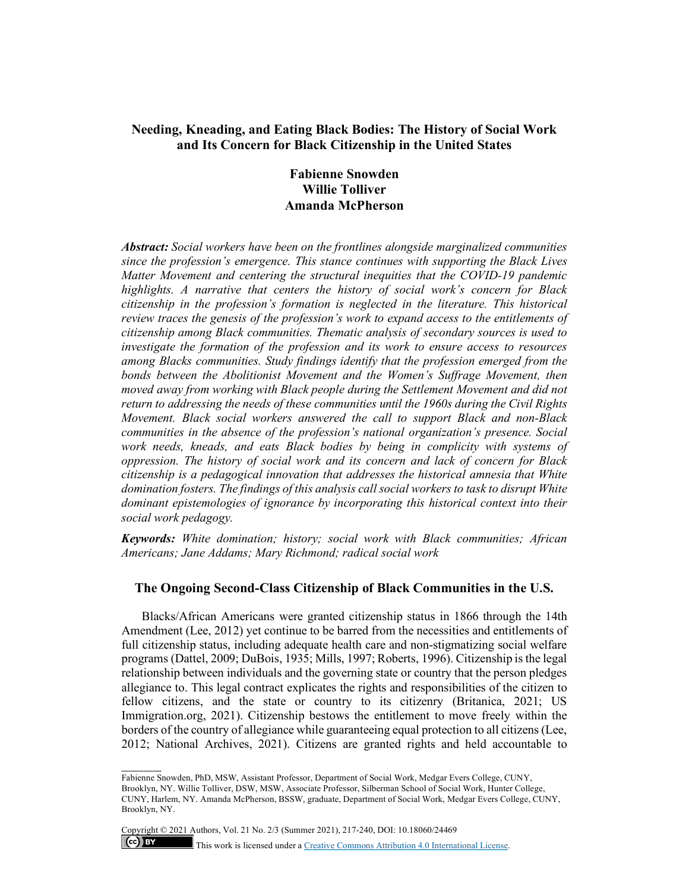# Needing, Kneading, and Eating Black Bodies: The History of Social Work and Its Concern for Black Citizenship in the United States

**Fabienne Snowden**
**Willie Tolliver**
**Amanda McPherson**

***Abstract:*** *Social workers have been on the frontlines alongside marginalized communities since the profession's emergence. This stance continues with supporting the Black Lives Matter Movement and centering the structural inequities that the COVID-19 pandemic highlights. A narrative that centers the history of social work's concern for Black citizenship in the profession's formation is neglected in the literature. This historical review traces the genesis of the profession's work to expand access to the entitlements of citizenship among Black communities. Thematic analysis of secondary sources is used to investigate the formation of the profession and its work to ensure access to resources among Blacks communities. Study findings identify that the profession emerged from the bonds between the Abolitionist Movement and the Women's Suffrage Movement, then moved away from working with Black people during the Settlement Movement and did not return to addressing the needs of these communities until the 1960s during the Civil Rights Movement. Black social workers answered the call to support Black and non-Black communities in the absence of the profession's national organization's presence. Social work needs, kneads, and eats Black bodies by being in complicity with systems of oppression. The history of social work and its concern and lack of concern for Black citizenship is a pedagogical innovation that addresses the historical amnesia that White domination fosters. The findings of this analysis call social workers to task to disrupt White dominant epistemologies of ignorance by incorporating this historical context into their social work pedagogy.*

***Keywords:*** *White domination; history; social work with Black communities; African Americans; Jane Addams; Mary Richmond; radical social work*

## The Ongoing Second-Class Citizenship of Black Communities in the U.S.

Blacks/African Americans were granted citizenship status in 1866 through the 14th Amendment (Lee, 2012) yet continue to be barred from the necessities and entitlements of full citizenship status, including adequate health care and non-stigmatizing social welfare programs (Dattel, 2009; DuBois, 1935; Mills, 1997; Roberts, 1996). Citizenship is the legal relationship between individuals and the governing state or country that the person pledges allegiance to. This legal contract explicates the rights and responsibilities of the citizen to fellow citizens, and the state or country to its citizenry (Britanica, 2021; US Immigration.org, 2021). Citizenship bestows the entitlement to move freely within the borders of the country of allegiance while guaranteeing equal protection to all citizens (Lee, 2012; National Archives, 2021). Citizens are granted rights and held accountable to

---

Fabienne Snowden, PhD, MSW, Assistant Professor, Department of Social Work, Medgar Evers College, CUNY, Brooklyn, NY. Willie Tolliver, DSW, MSW, Associate Professor, Silberman School of Social Work, Hunter College, CUNY, Harlem, NY. Amanda McPherson, BSSW, graduate, Department of Social Work, Medgar Evers College, CUNY, Brooklyn, NY.

Copyright © 2021 Authors, Vol. 21 No. 2/3 (Summer 2021), 217-240, DOI: 10.18060/24469

This work is licensed under a Creative Commons Attribution 4.0 International License.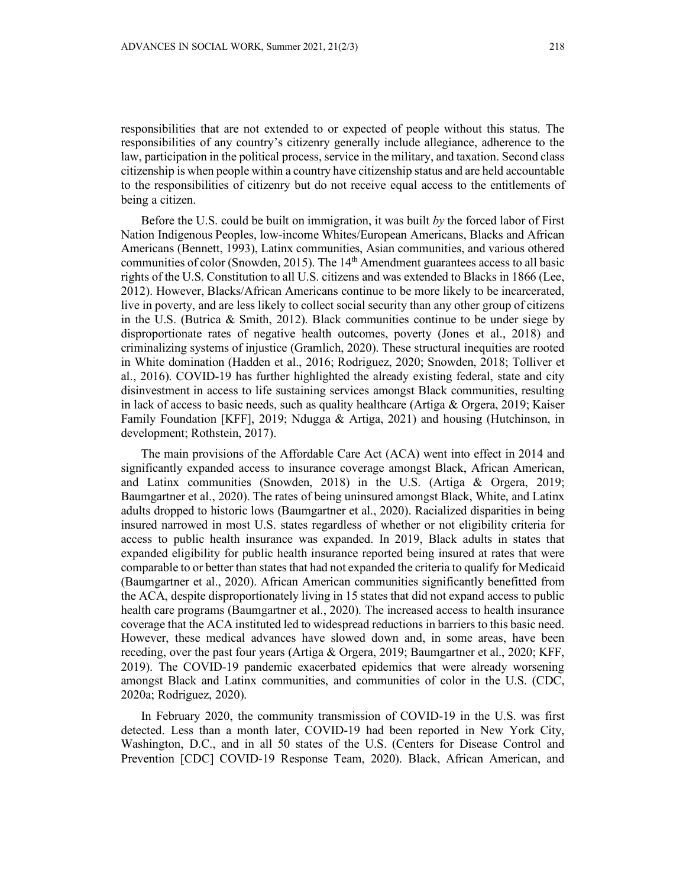responsibilities that are not extended to or expected of people without this status. The responsibilities of any country's citizenry generally include allegiance, adherence to the law, participation in the political process, service in the military, and taxation. Second class citizenship is when people within a country have citizenship status and are held accountable to the responsibilities of citizenry but do not receive equal access to the entitlements of being a citizen.

Before the U.S. could be built on immigration, it was built *by* the forced labor of First Nation Indigenous Peoples, low-income Whites/European Americans, Blacks and African Americans (Bennett, 1993), Latinx communities, Asian communities, and various othered communities of color (Snowden, 2015). The 14th Amendment guarantees access to all basic rights of the U.S. Constitution to all U.S. citizens and was extended to Blacks in 1866 (Lee, 2012). However, Blacks/African Americans continue to be more likely to be incarcerated, live in poverty, and are less likely to collect social security than any other group of citizens in the U.S. (Butrica & Smith, 2012). Black communities continue to be under siege by disproportionate rates of negative health outcomes, poverty (Jones et al., 2018) and criminalizing systems of injustice (Gramlich, 2020). These structural inequities are rooted in White domination (Hadden et al., 2016; Rodriguez, 2020; Snowden, 2018; Tolliver et al., 2016). COVID-19 has further highlighted the already existing federal, state and city disinvestment in access to life sustaining services amongst Black communities, resulting in lack of access to basic needs, such as quality healthcare (Artiga & Orgera, 2019; Kaiser Family Foundation [KFF], 2019; Ndugga & Artiga, 2021) and housing (Hutchinson, in development; Rothstein, 2017).

The main provisions of the Affordable Care Act (ACA) went into effect in 2014 and significantly expanded access to insurance coverage amongst Black, African American, and Latinx communities (Snowden, 2018) in the U.S. (Artiga & Orgera, 2019; Baumgartner et al., 2020). The rates of being uninsured amongst Black, White, and Latinx adults dropped to historic lows (Baumgartner et al., 2020). Racialized disparities in being insured narrowed in most U.S. states regardless of whether or not eligibility criteria for access to public health insurance was expanded. In 2019, Black adults in states that expanded eligibility for public health insurance reported being insured at rates that were comparable to or better than states that had not expanded the criteria to qualify for Medicaid (Baumgartner et al., 2020). African American communities significantly benefitted from the ACA, despite disproportionately living in 15 states that did not expand access to public health care programs (Baumgartner et al., 2020). The increased access to health insurance coverage that the ACA instituted led to widespread reductions in barriers to this basic need. However, these medical advances have slowed down and, in some areas, have been receding, over the past four years (Artiga & Orgera, 2019; Baumgartner et al., 2020; KFF, 2019). The COVID-19 pandemic exacerbated epidemics that were already worsening amongst Black and Latinx communities, and communities of color in the U.S. (CDC, 2020a; Rodriguez, 2020).

In February 2020, the community transmission of COVID-19 in the U.S. was first detected. Less than a month later, COVID-19 had been reported in New York City, Washington, D.C., and in all 50 states of the U.S. (Centers for Disease Control and Prevention [CDC] COVID-19 Response Team, 2020). Black, African American, and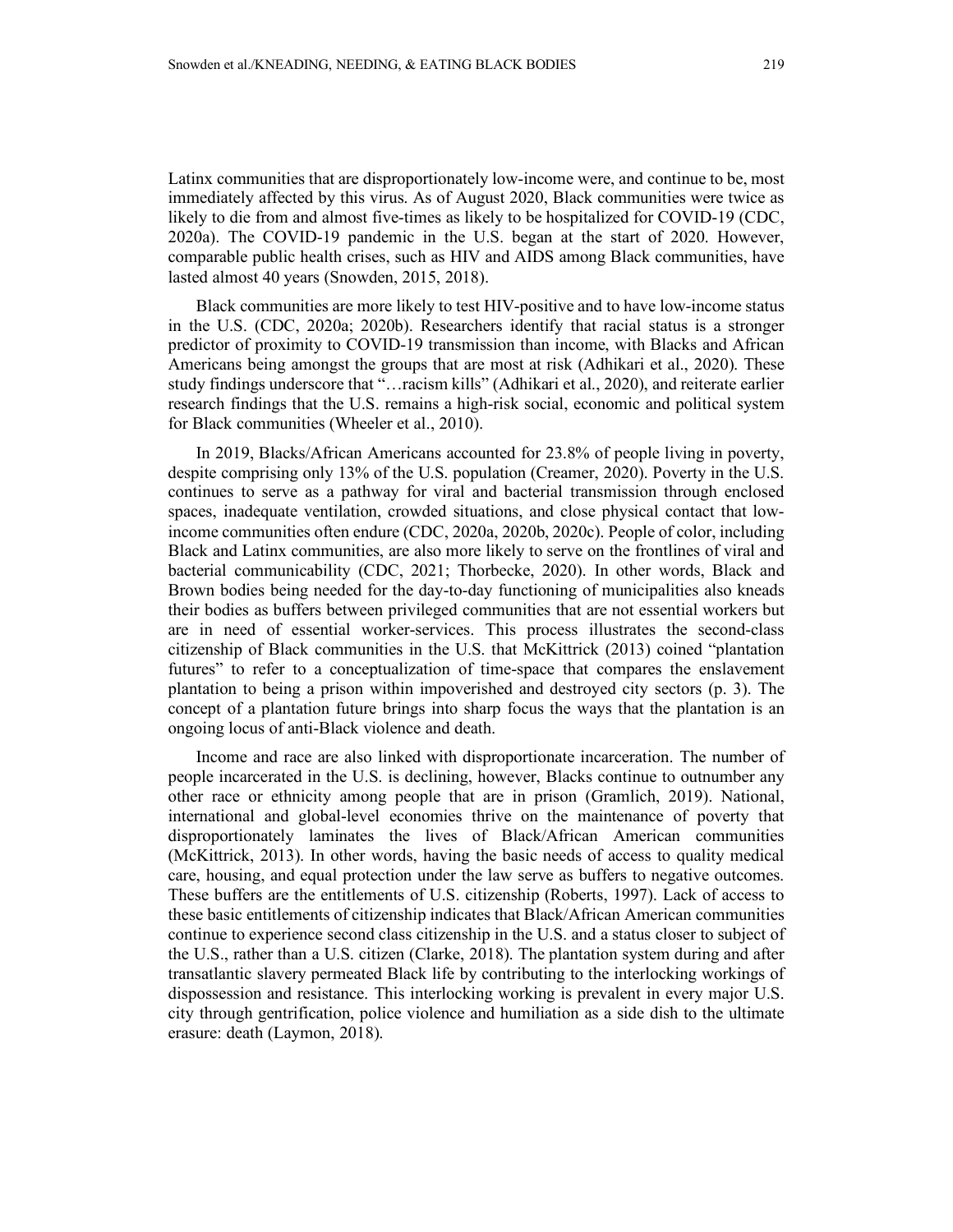Latinx communities that are disproportionately low-income were, and continue to be, most immediately affected by this virus. As of August 2020, Black communities were twice as likely to die from and almost five-times as likely to be hospitalized for COVID-19 (CDC, 2020a). The COVID-19 pandemic in the U.S. began at the start of 2020. However, comparable public health crises, such as HIV and AIDS among Black communities, have lasted almost 40 years (Snowden, 2015, 2018).

Black communities are more likely to test HIV-positive and to have low-income status in the U.S. (CDC, 2020a; 2020b). Researchers identify that racial status is a stronger predictor of proximity to COVID-19 transmission than income, with Blacks and African Americans being amongst the groups that are most at risk (Adhikari et al., 2020). These study findings underscore that "…racism kills" (Adhikari et al., 2020), and reiterate earlier research findings that the U.S. remains a high-risk social, economic and political system for Black communities (Wheeler et al., 2010).

In 2019, Blacks/African Americans accounted for 23.8% of people living in poverty, despite comprising only 13% of the U.S. population (Creamer, 2020). Poverty in the U.S. continues to serve as a pathway for viral and bacterial transmission through enclosed spaces, inadequate ventilation, crowded situations, and close physical contact that low-income communities often endure (CDC, 2020a, 2020b, 2020c). People of color, including Black and Latinx communities, are also more likely to serve on the frontlines of viral and bacterial communicability (CDC, 2021; Thorbecke, 2020). In other words, Black and Brown bodies being needed for the day-to-day functioning of municipalities also kneads their bodies as buffers between privileged communities that are not essential workers but are in need of essential worker-services. This process illustrates the second-class citizenship of Black communities in the U.S. that McKittrick (2013) coined "plantation futures" to refer to a conceptualization of time-space that compares the enslavement plantation to being a prison within impoverished and destroyed city sectors (p. 3). The concept of a plantation future brings into sharp focus the ways that the plantation is an ongoing locus of anti-Black violence and death.

Income and race are also linked with disproportionate incarceration. The number of people incarcerated in the U.S. is declining, however, Blacks continue to outnumber any other race or ethnicity among people that are in prison (Gramlich, 2019). National, international and global-level economies thrive on the maintenance of poverty that disproportionately laminates the lives of Black/African American communities (McKittrick, 2013). In other words, having the basic needs of access to quality medical care, housing, and equal protection under the law serve as buffers to negative outcomes. These buffers are the entitlements of U.S. citizenship (Roberts, 1997). Lack of access to these basic entitlements of citizenship indicates that Black/African American communities continue to experience second class citizenship in the U.S. and a status closer to subject of the U.S., rather than a U.S. citizen (Clarke, 2018). The plantation system during and after transatlantic slavery permeated Black life by contributing to the interlocking workings of dispossession and resistance. This interlocking working is prevalent in every major U.S. city through gentrification, police violence and humiliation as a side dish to the ultimate erasure: death (Laymon, 2018).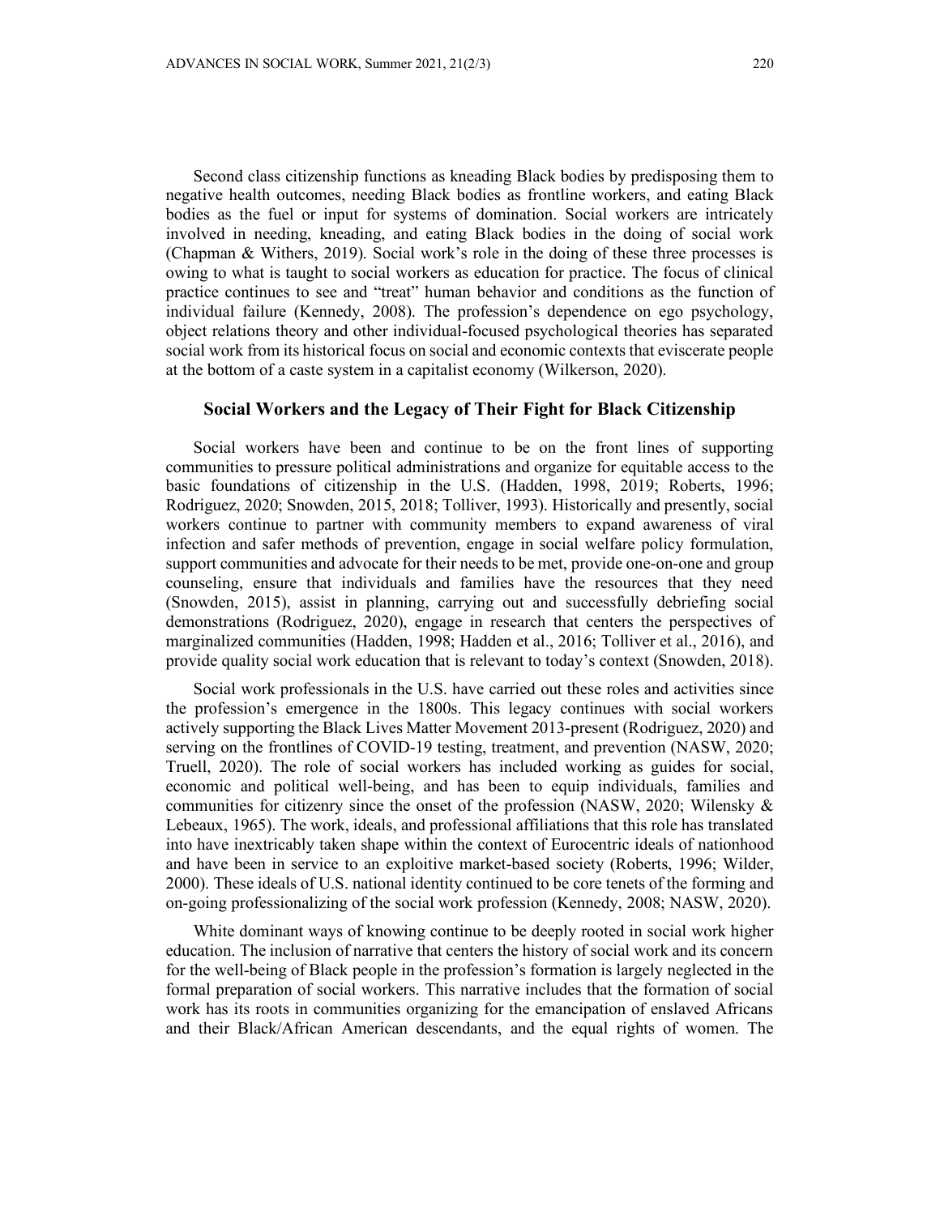Second class citizenship functions as kneading Black bodies by predisposing them to negative health outcomes, needing Black bodies as frontline workers, and eating Black bodies as the fuel or input for systems of domination. Social workers are intricately involved in needing, kneading, and eating Black bodies in the doing of social work (Chapman & Withers, 2019). Social work's role in the doing of these three processes is owing to what is taught to social workers as education for practice. The focus of clinical practice continues to see and "treat" human behavior and conditions as the function of individual failure (Kennedy, 2008). The profession's dependence on ego psychology, object relations theory and other individual-focused psychological theories has separated social work from its historical focus on social and economic contexts that eviscerate people at the bottom of a caste system in a capitalist economy (Wilkerson, 2020).

## Social Workers and the Legacy of Their Fight for Black Citizenship

Social workers have been and continue to be on the front lines of supporting communities to pressure political administrations and organize for equitable access to the basic foundations of citizenship in the U.S. (Hadden, 1998, 2019; Roberts, 1996; Rodriguez, 2020; Snowden, 2015, 2018; Tolliver, 1993). Historically and presently, social workers continue to partner with community members to expand awareness of viral infection and safer methods of prevention, engage in social welfare policy formulation, support communities and advocate for their needs to be met, provide one-on-one and group counseling, ensure that individuals and families have the resources that they need (Snowden, 2015), assist in planning, carrying out and successfully debriefing social demonstrations (Rodriguez, 2020), engage in research that centers the perspectives of marginalized communities (Hadden, 1998; Hadden et al., 2016; Tolliver et al., 2016), and provide quality social work education that is relevant to today's context (Snowden, 2018).

Social work professionals in the U.S. have carried out these roles and activities since the profession's emergence in the 1800s. This legacy continues with social workers actively supporting the Black Lives Matter Movement 2013-present (Rodriguez, 2020) and serving on the frontlines of COVID-19 testing, treatment, and prevention (NASW, 2020; Truell, 2020). The role of social workers has included working as guides for social, economic and political well-being, and has been to equip individuals, families and communities for citizenry since the onset of the profession (NASW, 2020; Wilensky & Lebeaux, 1965). The work, ideals, and professional affiliations that this role has translated into have inextricably taken shape within the context of Eurocentric ideals of nationhood and have been in service to an exploitive market-based society (Roberts, 1996; Wilder, 2000). These ideals of U.S. national identity continued to be core tenets of the forming and on-going professionalizing of the social work profession (Kennedy, 2008; NASW, 2020).

White dominant ways of knowing continue to be deeply rooted in social work higher education. The inclusion of narrative that centers the history of social work and its concern for the well-being of Black people in the profession's formation is largely neglected in the formal preparation of social workers. This narrative includes that the formation of social work has its roots in communities organizing for the emancipation of enslaved Africans and their Black/African American descendants, and the equal rights of women. The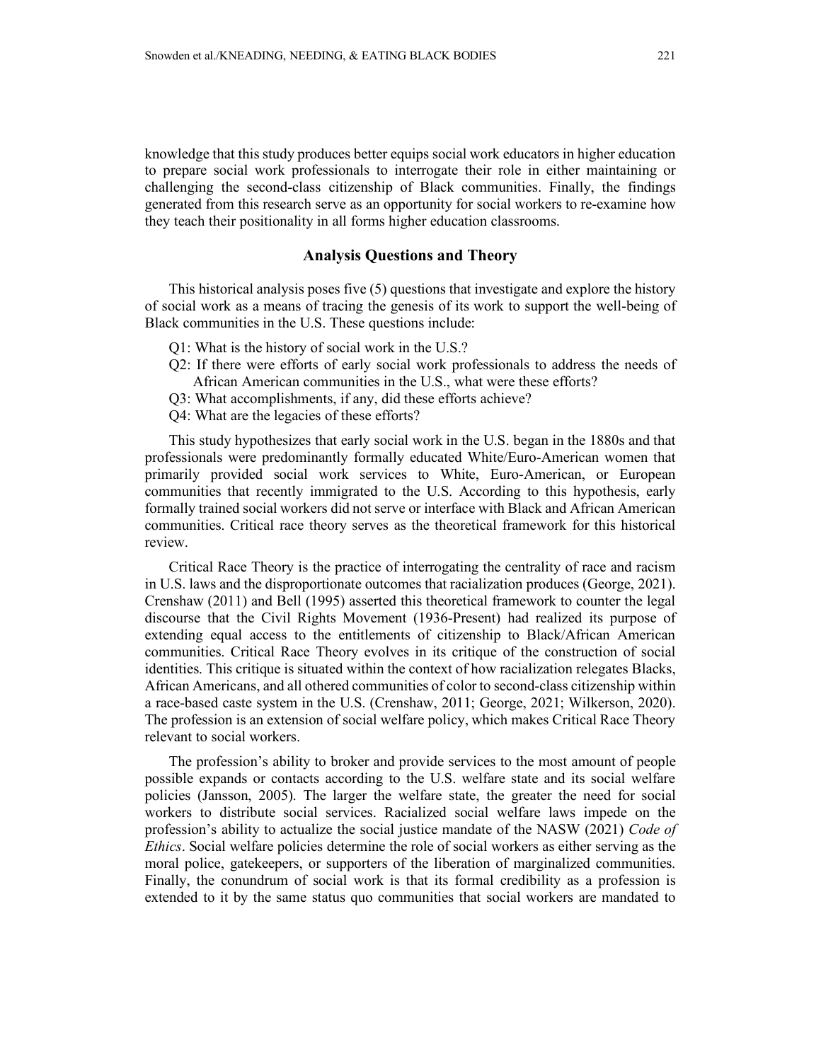knowledge that this study produces better equips social work educators in higher education to prepare social work professionals to interrogate their role in either maintaining or challenging the second-class citizenship of Black communities. Finally, the findings generated from this research serve as an opportunity for social workers to re-examine how they teach their positionality in all forms higher education classrooms.

## Analysis Questions and Theory

This historical analysis poses five (5) questions that investigate and explore the history of social work as a means of tracing the genesis of its work to support the well-being of Black communities in the U.S. These questions include:

- Q1: What is the history of social work in the U.S.?
- Q2: If there were efforts of early social work professionals to address the needs of African American communities in the U.S., what were these efforts?
- Q3: What accomplishments, if any, did these efforts achieve?
- Q4: What are the legacies of these efforts?

This study hypothesizes that early social work in the U.S. began in the 1880s and that professionals were predominantly formally educated White/Euro-American women that primarily provided social work services to White, Euro-American, or European communities that recently immigrated to the U.S. According to this hypothesis, early formally trained social workers did not serve or interface with Black and African American communities. Critical race theory serves as the theoretical framework for this historical review.

Critical Race Theory is the practice of interrogating the centrality of race and racism in U.S. laws and the disproportionate outcomes that racialization produces (George, 2021). Crenshaw (2011) and Bell (1995) asserted this theoretical framework to counter the legal discourse that the Civil Rights Movement (1936-Present) had realized its purpose of extending equal access to the entitlements of citizenship to Black/African American communities. Critical Race Theory evolves in its critique of the construction of social identities. This critique is situated within the context of how racialization relegates Blacks, African Americans, and all othered communities of color to second-class citizenship within a race-based caste system in the U.S. (Crenshaw, 2011; George, 2021; Wilkerson, 2020). The profession is an extension of social welfare policy, which makes Critical Race Theory relevant to social workers.

The profession's ability to broker and provide services to the most amount of people possible expands or contacts according to the U.S. welfare state and its social welfare policies (Jansson, 2005). The larger the welfare state, the greater the need for social workers to distribute social services. Racialized social welfare laws impede on the profession's ability to actualize the social justice mandate of the NASW (2021) *Code of Ethics*. Social welfare policies determine the role of social workers as either serving as the moral police, gatekeepers, or supporters of the liberation of marginalized communities. Finally, the conundrum of social work is that its formal credibility as a profession is extended to it by the same status quo communities that social workers are mandated to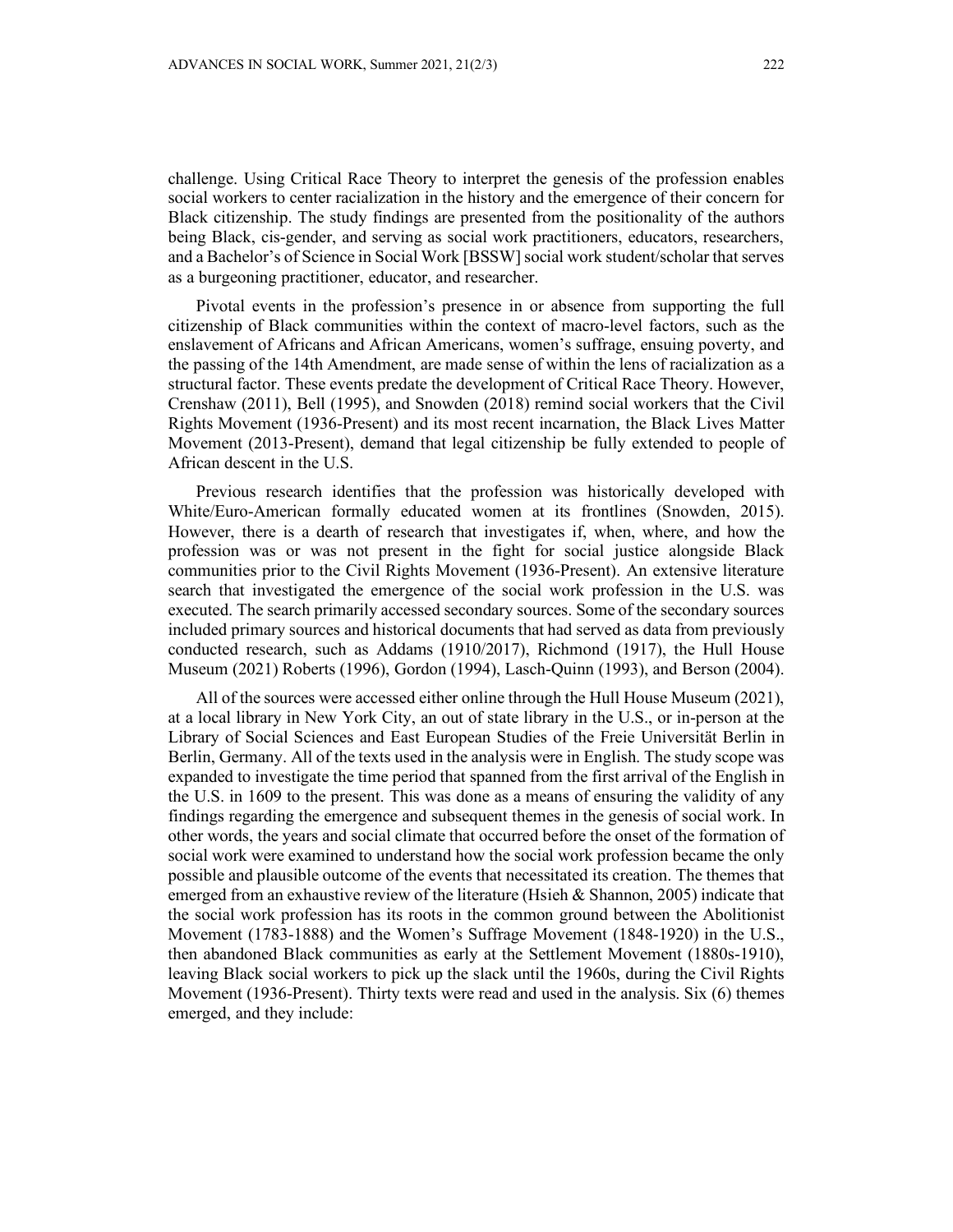challenge. Using Critical Race Theory to interpret the genesis of the profession enables social workers to center racialization in the history and the emergence of their concern for Black citizenship. The study findings are presented from the positionality of the authors being Black, cis-gender, and serving as social work practitioners, educators, researchers, and a Bachelor's of Science in Social Work [BSSW] social work student/scholar that serves as a burgeoning practitioner, educator, and researcher.

Pivotal events in the profession's presence in or absence from supporting the full citizenship of Black communities within the context of macro-level factors, such as the enslavement of Africans and African Americans, women's suffrage, ensuing poverty, and the passing of the 14th Amendment, are made sense of within the lens of racialization as a structural factor. These events predate the development of Critical Race Theory. However, Crenshaw (2011), Bell (1995), and Snowden (2018) remind social workers that the Civil Rights Movement (1936-Present) and its most recent incarnation, the Black Lives Matter Movement (2013-Present), demand that legal citizenship be fully extended to people of African descent in the U.S.

Previous research identifies that the profession was historically developed with White/Euro-American formally educated women at its frontlines (Snowden, 2015). However, there is a dearth of research that investigates if, when, where, and how the profession was or was not present in the fight for social justice alongside Black communities prior to the Civil Rights Movement (1936-Present). An extensive literature search that investigated the emergence of the social work profession in the U.S. was executed. The search primarily accessed secondary sources. Some of the secondary sources included primary sources and historical documents that had served as data from previously conducted research, such as Addams (1910/2017), Richmond (1917), the Hull House Museum (2021) Roberts (1996), Gordon (1994), Lasch-Quinn (1993), and Berson (2004).

All of the sources were accessed either online through the Hull House Museum (2021), at a local library in New York City, an out of state library in the U.S., or in-person at the Library of Social Sciences and East European Studies of the Freie Universität Berlin in Berlin, Germany. All of the texts used in the analysis were in English. The study scope was expanded to investigate the time period that spanned from the first arrival of the English in the U.S. in 1609 to the present. This was done as a means of ensuring the validity of any findings regarding the emergence and subsequent themes in the genesis of social work. In other words, the years and social climate that occurred before the onset of the formation of social work were examined to understand how the social work profession became the only possible and plausible outcome of the events that necessitated its creation. The themes that emerged from an exhaustive review of the literature (Hsieh & Shannon, 2005) indicate that the social work profession has its roots in the common ground between the Abolitionist Movement (1783-1888) and the Women's Suffrage Movement (1848-1920) in the U.S., then abandoned Black communities as early at the Settlement Movement (1880s-1910), leaving Black social workers to pick up the slack until the 1960s, during the Civil Rights Movement (1936-Present). Thirty texts were read and used in the analysis. Six (6) themes emerged, and they include: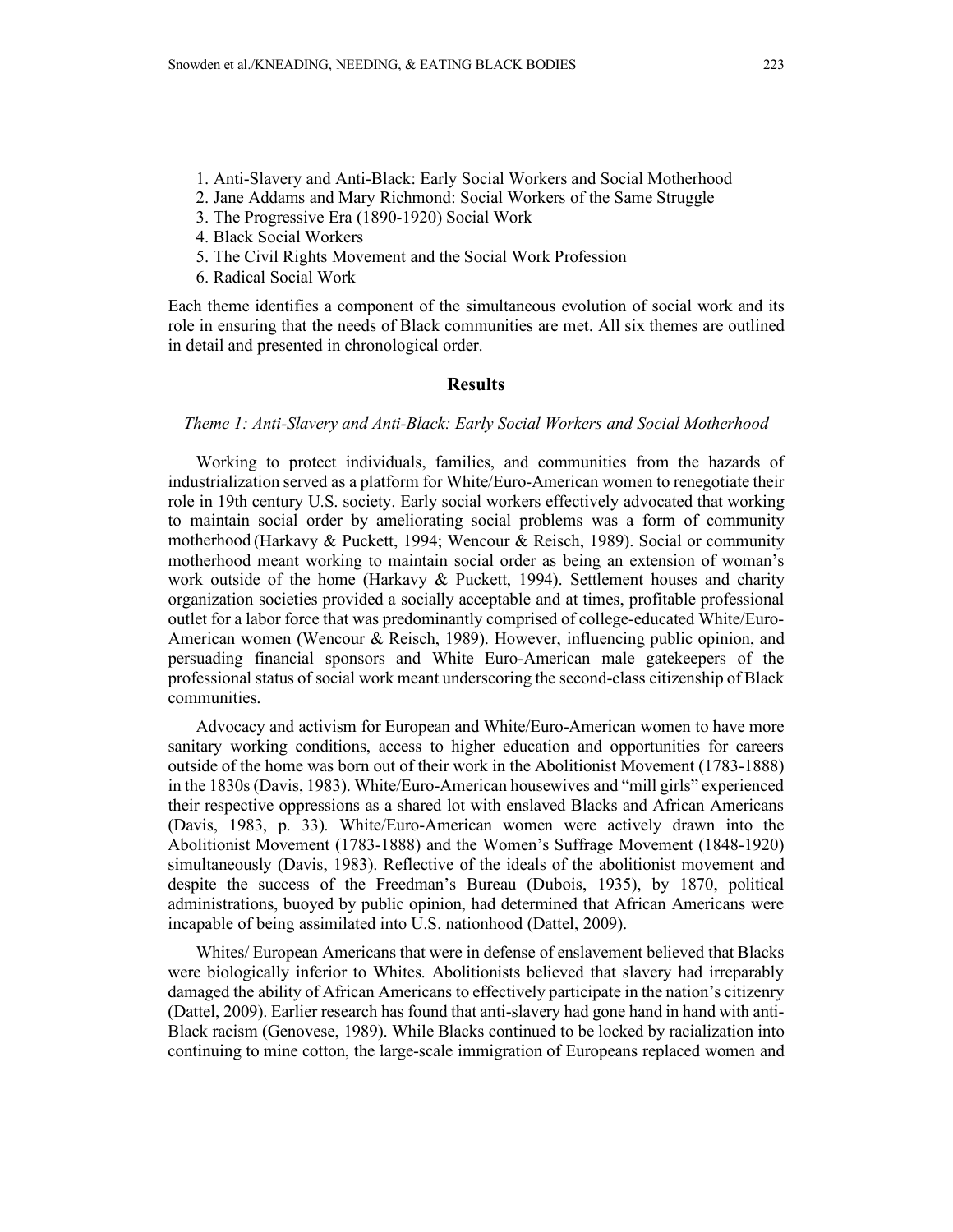1. Anti-Slavery and Anti-Black: Early Social Workers and Social Motherhood
2. Jane Addams and Mary Richmond: Social Workers of the Same Struggle
3. The Progressive Era (1890-1920) Social Work
4. Black Social Workers
5. The Civil Rights Movement and the Social Work Profession
6. Radical Social Work

Each theme identifies a component of the simultaneous evolution of social work and its role in ensuring that the needs of Black communities are met. All six themes are outlined in detail and presented in chronological order.

## Results

### *Theme 1: Anti-Slavery and Anti-Black: Early Social Workers and Social Motherhood*

Working to protect individuals, families, and communities from the hazards of industrialization served as a platform for White/Euro-American women to renegotiate their role in 19th century U.S. society. Early social workers effectively advocated that working to maintain social order by ameliorating social problems was a form of community motherhood (Harkavy & Puckett, 1994; Wencour & Reisch, 1989). Social or community motherhood meant working to maintain social order as being an extension of woman's work outside of the home (Harkavy & Puckett, 1994). Settlement houses and charity organization societies provided a socially acceptable and at times, profitable professional outlet for a labor force that was predominantly comprised of college-educated White/Euro-American women (Wencour & Reisch, 1989). However, influencing public opinion, and persuading financial sponsors and White Euro-American male gatekeepers of the professional status of social work meant underscoring the second-class citizenship of Black communities.

Advocacy and activism for European and White/Euro-American women to have more sanitary working conditions, access to higher education and opportunities for careers outside of the home was born out of their work in the Abolitionist Movement (1783-1888) in the 1830s (Davis, 1983). White/Euro-American housewives and "mill girls" experienced their respective oppressions as a shared lot with enslaved Blacks and African Americans (Davis, 1983, p. 33). White/Euro-American women were actively drawn into the Abolitionist Movement (1783-1888) and the Women's Suffrage Movement (1848-1920) simultaneously (Davis, 1983). Reflective of the ideals of the abolitionist movement and despite the success of the Freedman's Bureau (Dubois, 1935), by 1870, political administrations, buoyed by public opinion, had determined that African Americans were incapable of being assimilated into U.S. nationhood (Dattel, 2009).

Whites/ European Americans that were in defense of enslavement believed that Blacks were biologically inferior to Whites. Abolitionists believed that slavery had irreparably damaged the ability of African Americans to effectively participate in the nation's citizenry (Dattel, 2009). Earlier research has found that anti-slavery had gone hand in hand with anti-Black racism (Genovese, 1989). While Blacks continued to be locked by racialization into continuing to mine cotton, the large-scale immigration of Europeans replaced women and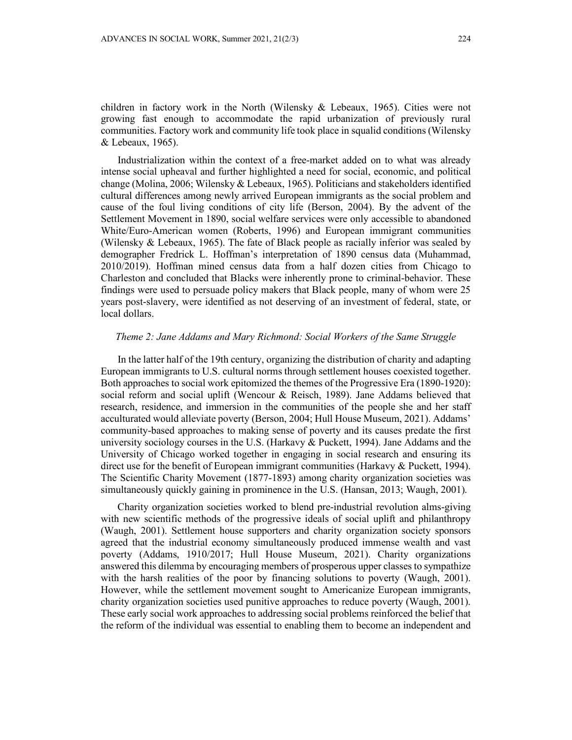children in factory work in the North (Wilensky & Lebeaux, 1965). Cities were not growing fast enough to accommodate the rapid urbanization of previously rural communities. Factory work and community life took place in squalid conditions (Wilensky & Lebeaux, 1965).

Industrialization within the context of a free-market added on to what was already intense social upheaval and further highlighted a need for social, economic, and political change (Molina, 2006; Wilensky & Lebeaux, 1965). Politicians and stakeholders identified cultural differences among newly arrived European immigrants as the social problem and cause of the foul living conditions of city life (Berson, 2004). By the advent of the Settlement Movement in 1890, social welfare services were only accessible to abandoned White/Euro-American women (Roberts, 1996) and European immigrant communities (Wilensky & Lebeaux, 1965). The fate of Black people as racially inferior was sealed by demographer Fredrick L. Hoffman's interpretation of 1890 census data (Muhammad, 2010/2019). Hoffman mined census data from a half dozen cities from Chicago to Charleston and concluded that Blacks were inherently prone to criminal-behavior. These findings were used to persuade policy makers that Black people, many of whom were 25 years post-slavery, were identified as not deserving of an investment of federal, state, or local dollars.

### *Theme 2: Jane Addams and Mary Richmond: Social Workers of the Same Struggle*

In the latter half of the 19th century, organizing the distribution of charity and adapting European immigrants to U.S. cultural norms through settlement houses coexisted together. Both approaches to social work epitomized the themes of the Progressive Era (1890-1920): social reform and social uplift (Wencour & Reisch, 1989). Jane Addams believed that research, residence, and immersion in the communities of the people she and her staff acculturated would alleviate poverty (Berson, 2004; Hull House Museum, 2021). Addams' community-based approaches to making sense of poverty and its causes predate the first university sociology courses in the U.S. (Harkavy & Puckett, 1994). Jane Addams and the University of Chicago worked together in engaging in social research and ensuring its direct use for the benefit of European immigrant communities (Harkavy & Puckett, 1994). The Scientific Charity Movement (1877-1893) among charity organization societies was simultaneously quickly gaining in prominence in the U.S. (Hansan, 2013; Waugh, 2001).

Charity organization societies worked to blend pre-industrial revolution alms-giving with new scientific methods of the progressive ideals of social uplift and philanthropy (Waugh, 2001). Settlement house supporters and charity organization society sponsors agreed that the industrial economy simultaneously produced immense wealth and vast poverty (Addams, 1910/2017; Hull House Museum, 2021). Charity organizations answered this dilemma by encouraging members of prosperous upper classes to sympathize with the harsh realities of the poor by financing solutions to poverty (Waugh, 2001). However, while the settlement movement sought to Americanize European immigrants, charity organization societies used punitive approaches to reduce poverty (Waugh, 2001). These early social work approaches to addressing social problems reinforced the belief that the reform of the individual was essential to enabling them to become an independent and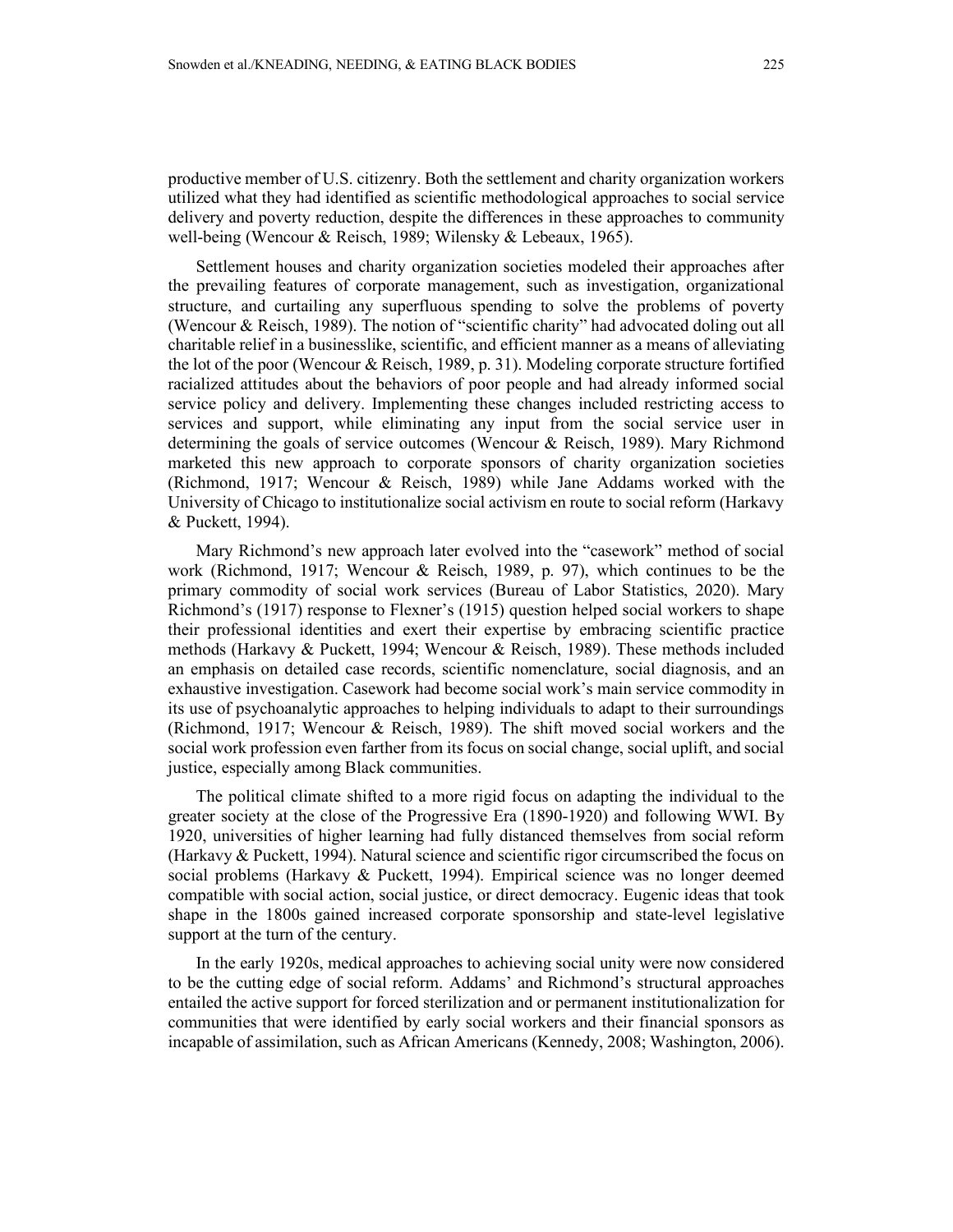productive member of U.S. citizenry. Both the settlement and charity organization workers utilized what they had identified as scientific methodological approaches to social service delivery and poverty reduction, despite the differences in these approaches to community well-being (Wencour & Reisch, 1989; Wilensky & Lebeaux, 1965).

Settlement houses and charity organization societies modeled their approaches after the prevailing features of corporate management, such as investigation, organizational structure, and curtailing any superfluous spending to solve the problems of poverty (Wencour & Reisch, 1989). The notion of "scientific charity" had advocated doling out all charitable relief in a businesslike, scientific, and efficient manner as a means of alleviating the lot of the poor (Wencour & Reisch, 1989, p. 31). Modeling corporate structure fortified racialized attitudes about the behaviors of poor people and had already informed social service policy and delivery. Implementing these changes included restricting access to services and support, while eliminating any input from the social service user in determining the goals of service outcomes (Wencour & Reisch, 1989). Mary Richmond marketed this new approach to corporate sponsors of charity organization societies (Richmond, 1917; Wencour & Reisch, 1989) while Jane Addams worked with the University of Chicago to institutionalize social activism en route to social reform (Harkavy & Puckett, 1994).

Mary Richmond's new approach later evolved into the "casework" method of social work (Richmond, 1917; Wencour & Reisch, 1989, p. 97), which continues to be the primary commodity of social work services (Bureau of Labor Statistics, 2020). Mary Richmond's (1917) response to Flexner's (1915) question helped social workers to shape their professional identities and exert their expertise by embracing scientific practice methods (Harkavy & Puckett, 1994; Wencour & Reisch, 1989). These methods included an emphasis on detailed case records, scientific nomenclature, social diagnosis, and an exhaustive investigation. Casework had become social work's main service commodity in its use of psychoanalytic approaches to helping individuals to adapt to their surroundings (Richmond, 1917; Wencour & Reisch, 1989). The shift moved social workers and the social work profession even farther from its focus on social change, social uplift, and social justice, especially among Black communities.

The political climate shifted to a more rigid focus on adapting the individual to the greater society at the close of the Progressive Era (1890-1920) and following WWI. By 1920, universities of higher learning had fully distanced themselves from social reform (Harkavy & Puckett, 1994). Natural science and scientific rigor circumscribed the focus on social problems (Harkavy & Puckett, 1994). Empirical science was no longer deemed compatible with social action, social justice, or direct democracy. Eugenic ideas that took shape in the 1800s gained increased corporate sponsorship and state-level legislative support at the turn of the century.

In the early 1920s, medical approaches to achieving social unity were now considered to be the cutting edge of social reform. Addams' and Richmond's structural approaches entailed the active support for forced sterilization and or permanent institutionalization for communities that were identified by early social workers and their financial sponsors as incapable of assimilation, such as African Americans (Kennedy, 2008; Washington, 2006).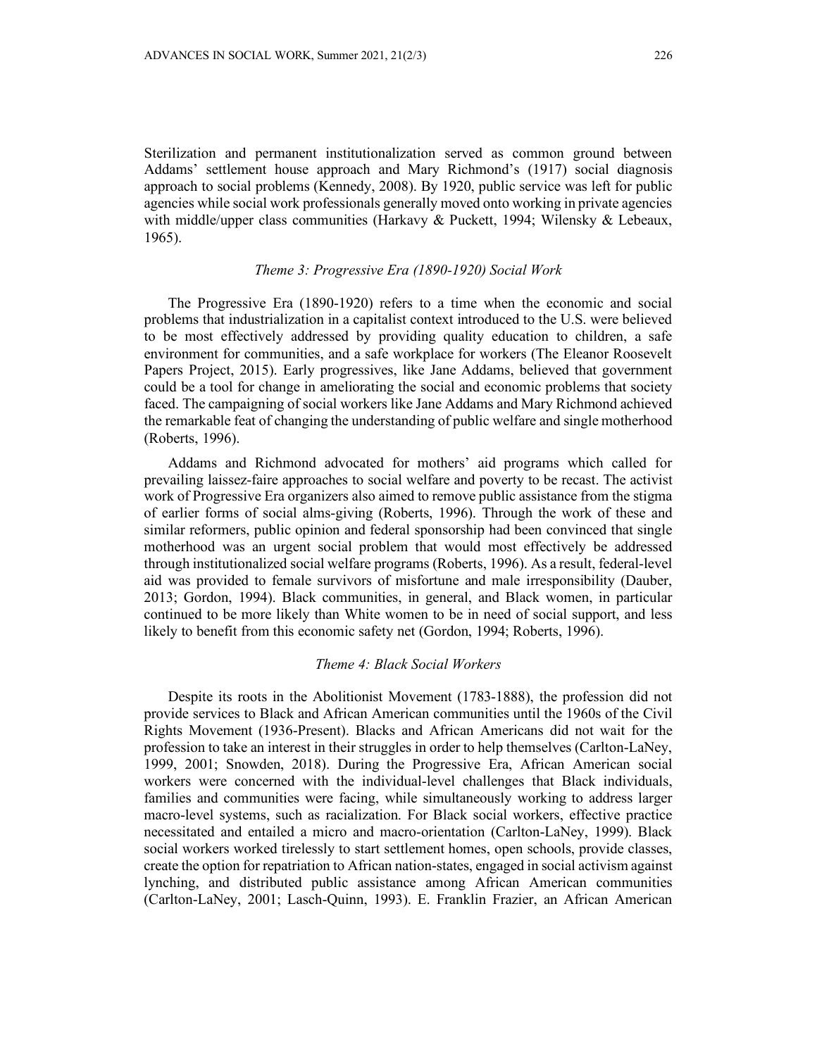Sterilization and permanent institutionalization served as common ground between Addams' settlement house approach and Mary Richmond's (1917) social diagnosis approach to social problems (Kennedy, 2008). By 1920, public service was left for public agencies while social work professionals generally moved onto working in private agencies with middle/upper class communities (Harkavy & Puckett, 1994; Wilensky & Lebeaux, 1965).

### *Theme 3: Progressive Era (1890-1920) Social Work*

The Progressive Era (1890-1920) refers to a time when the economic and social problems that industrialization in a capitalist context introduced to the U.S. were believed to be most effectively addressed by providing quality education to children, a safe environment for communities, and a safe workplace for workers (The Eleanor Roosevelt Papers Project, 2015). Early progressives, like Jane Addams, believed that government could be a tool for change in ameliorating the social and economic problems that society faced. The campaigning of social workers like Jane Addams and Mary Richmond achieved the remarkable feat of changing the understanding of public welfare and single motherhood (Roberts, 1996).

Addams and Richmond advocated for mothers' aid programs which called for prevailing laissez-faire approaches to social welfare and poverty to be recast. The activist work of Progressive Era organizers also aimed to remove public assistance from the stigma of earlier forms of social alms-giving (Roberts, 1996). Through the work of these and similar reformers, public opinion and federal sponsorship had been convinced that single motherhood was an urgent social problem that would most effectively be addressed through institutionalized social welfare programs (Roberts, 1996). As a result, federal-level aid was provided to female survivors of misfortune and male irresponsibility (Dauber, 2013; Gordon, 1994). Black communities, in general, and Black women, in particular continued to be more likely than White women to be in need of social support, and less likely to benefit from this economic safety net (Gordon, 1994; Roberts, 1996).

### *Theme 4: Black Social Workers*

Despite its roots in the Abolitionist Movement (1783-1888), the profession did not provide services to Black and African American communities until the 1960s of the Civil Rights Movement (1936-Present). Blacks and African Americans did not wait for the profession to take an interest in their struggles in order to help themselves (Carlton-LaNey, 1999, 2001; Snowden, 2018). During the Progressive Era, African American social workers were concerned with the individual-level challenges that Black individuals, families and communities were facing, while simultaneously working to address larger macro-level systems, such as racialization. For Black social workers, effective practice necessitated and entailed a micro and macro-orientation (Carlton-LaNey, 1999). Black social workers worked tirelessly to start settlement homes, open schools, provide classes, create the option for repatriation to African nation-states, engaged in social activism against lynching, and distributed public assistance among African American communities (Carlton-LaNey, 2001; Lasch-Quinn, 1993). E. Franklin Frazier, an African American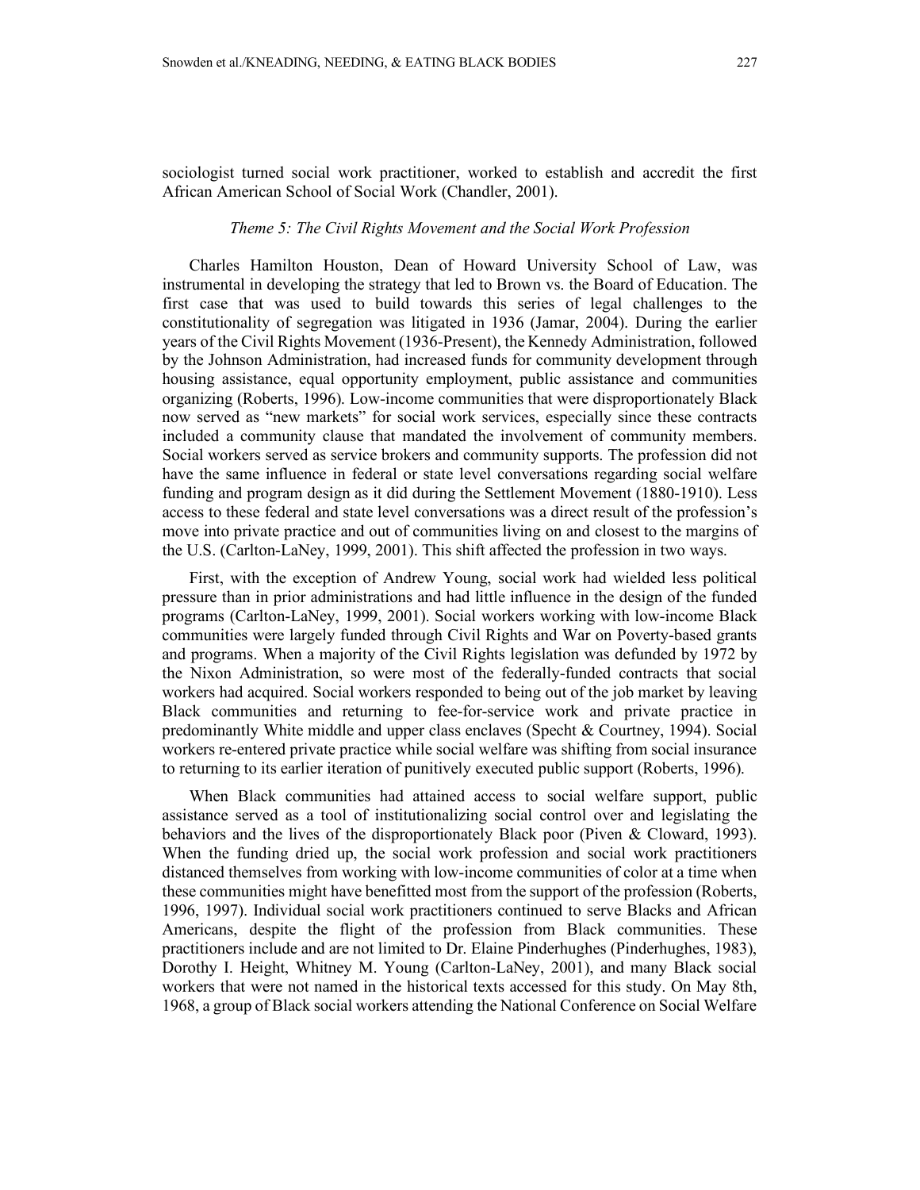sociologist turned social work practitioner, worked to establish and accredit the first African American School of Social Work (Chandler, 2001).

### *Theme 5: The Civil Rights Movement and the Social Work Profession*

Charles Hamilton Houston, Dean of Howard University School of Law, was instrumental in developing the strategy that led to Brown vs. the Board of Education. The first case that was used to build towards this series of legal challenges to the constitutionality of segregation was litigated in 1936 (Jamar, 2004). During the earlier years of the Civil Rights Movement (1936-Present), the Kennedy Administration, followed by the Johnson Administration, had increased funds for community development through housing assistance, equal opportunity employment, public assistance and communities organizing (Roberts, 1996). Low-income communities that were disproportionately Black now served as "new markets" for social work services, especially since these contracts included a community clause that mandated the involvement of community members. Social workers served as service brokers and community supports. The profession did not have the same influence in federal or state level conversations regarding social welfare funding and program design as it did during the Settlement Movement (1880-1910). Less access to these federal and state level conversations was a direct result of the profession's move into private practice and out of communities living on and closest to the margins of the U.S. (Carlton-LaNey, 1999, 2001). This shift affected the profession in two ways.

First, with the exception of Andrew Young, social work had wielded less political pressure than in prior administrations and had little influence in the design of the funded programs (Carlton-LaNey, 1999, 2001). Social workers working with low-income Black communities were largely funded through Civil Rights and War on Poverty-based grants and programs. When a majority of the Civil Rights legislation was defunded by 1972 by the Nixon Administration, so were most of the federally-funded contracts that social workers had acquired. Social workers responded to being out of the job market by leaving Black communities and returning to fee-for-service work and private practice in predominantly White middle and upper class enclaves (Specht & Courtney, 1994). Social workers re-entered private practice while social welfare was shifting from social insurance to returning to its earlier iteration of punitively executed public support (Roberts, 1996).

When Black communities had attained access to social welfare support, public assistance served as a tool of institutionalizing social control over and legislating the behaviors and the lives of the disproportionately Black poor (Piven & Cloward, 1993). When the funding dried up, the social work profession and social work practitioners distanced themselves from working with low-income communities of color at a time when these communities might have benefitted most from the support of the profession (Roberts, 1996, 1997). Individual social work practitioners continued to serve Blacks and African Americans, despite the flight of the profession from Black communities. These practitioners include and are not limited to Dr. Elaine Pinderhughes (Pinderhughes, 1983), Dorothy I. Height, Whitney M. Young (Carlton-LaNey, 2001), and many Black social workers that were not named in the historical texts accessed for this study. On May 8th, 1968, a group of Black social workers attending the National Conference on Social Welfare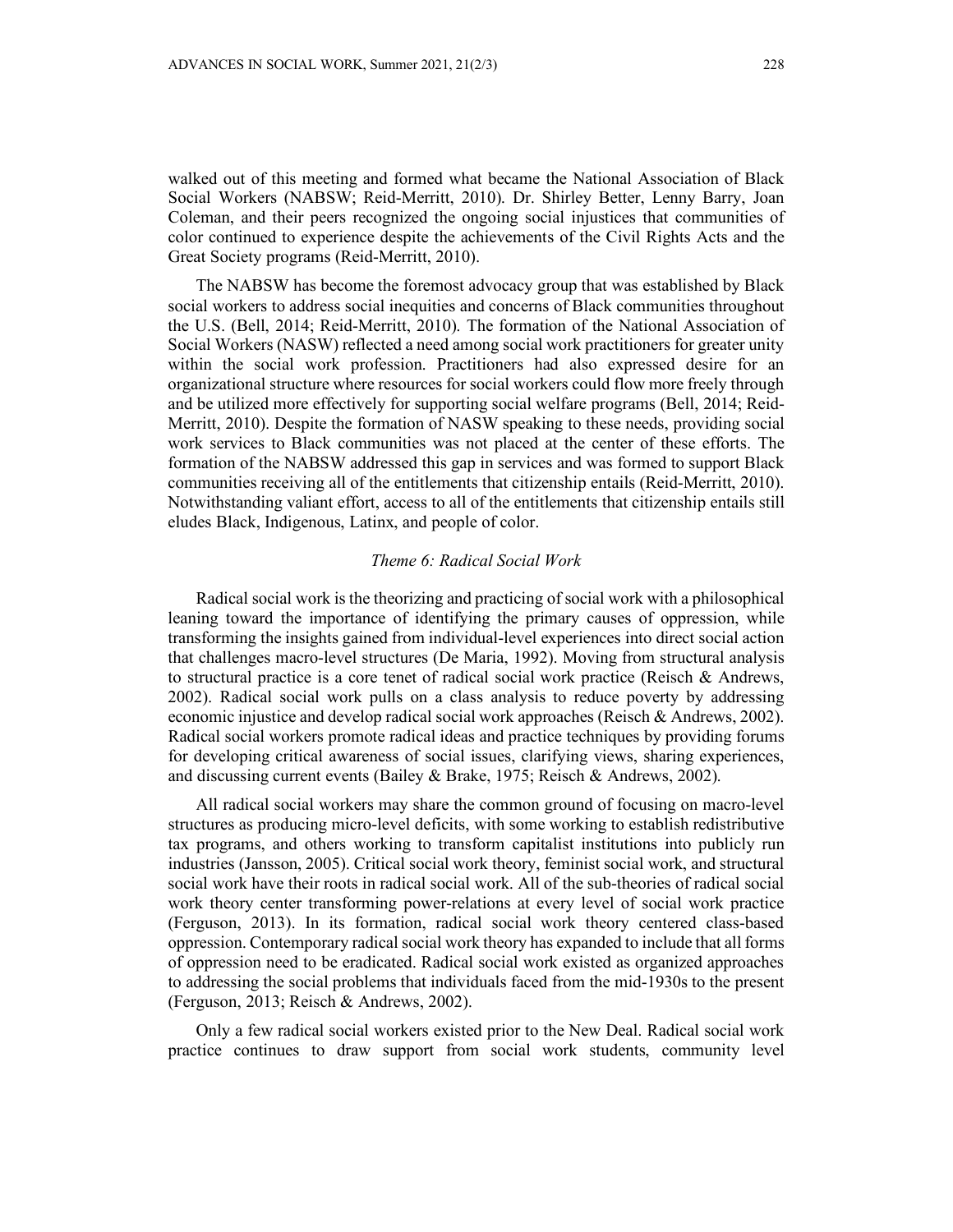walked out of this meeting and formed what became the National Association of Black Social Workers (NABSW; Reid-Merritt, 2010). Dr. Shirley Better, Lenny Barry, Joan Coleman, and their peers recognized the ongoing social injustices that communities of color continued to experience despite the achievements of the Civil Rights Acts and the Great Society programs (Reid-Merritt, 2010).

The NABSW has become the foremost advocacy group that was established by Black social workers to address social inequities and concerns of Black communities throughout the U.S. (Bell, 2014; Reid-Merritt, 2010). The formation of the National Association of Social Workers (NASW) reflected a need among social work practitioners for greater unity within the social work profession. Practitioners had also expressed desire for an organizational structure where resources for social workers could flow more freely through and be utilized more effectively for supporting social welfare programs (Bell, 2014; Reid-Merritt, 2010). Despite the formation of NASW speaking to these needs, providing social work services to Black communities was not placed at the center of these efforts. The formation of the NABSW addressed this gap in services and was formed to support Black communities receiving all of the entitlements that citizenship entails (Reid-Merritt, 2010). Notwithstanding valiant effort, access to all of the entitlements that citizenship entails still eludes Black, Indigenous, Latinx, and people of color.

### *Theme 6: Radical Social Work*

Radical social work is the theorizing and practicing of social work with a philosophical leaning toward the importance of identifying the primary causes of oppression, while transforming the insights gained from individual-level experiences into direct social action that challenges macro-level structures (De Maria, 1992). Moving from structural analysis to structural practice is a core tenet of radical social work practice (Reisch & Andrews, 2002). Radical social work pulls on a class analysis to reduce poverty by addressing economic injustice and develop radical social work approaches (Reisch & Andrews, 2002). Radical social workers promote radical ideas and practice techniques by providing forums for developing critical awareness of social issues, clarifying views, sharing experiences, and discussing current events (Bailey & Brake, 1975; Reisch & Andrews, 2002).

All radical social workers may share the common ground of focusing on macro-level structures as producing micro-level deficits, with some working to establish redistributive tax programs, and others working to transform capitalist institutions into publicly run industries (Jansson, 2005). Critical social work theory, feminist social work, and structural social work have their roots in radical social work. All of the sub-theories of radical social work theory center transforming power-relations at every level of social work practice (Ferguson, 2013). In its formation, radical social work theory centered class-based oppression. Contemporary radical social work theory has expanded to include that all forms of oppression need to be eradicated. Radical social work existed as organized approaches to addressing the social problems that individuals faced from the mid-1930s to the present (Ferguson, 2013; Reisch & Andrews, 2002).

Only a few radical social workers existed prior to the New Deal. Radical social work practice continues to draw support from social work students, community level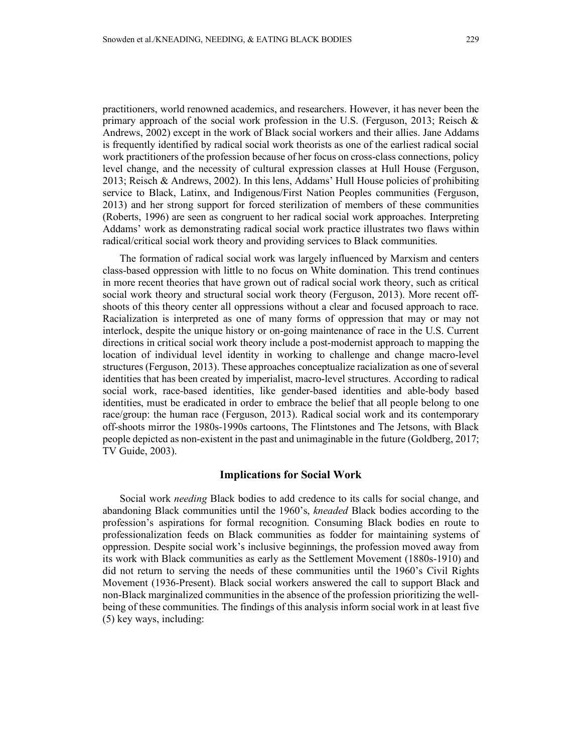practitioners, world renowned academics, and researchers. However, it has never been the primary approach of the social work profession in the U.S. (Ferguson, 2013; Reisch & Andrews, 2002) except in the work of Black social workers and their allies. Jane Addams is frequently identified by radical social work theorists as one of the earliest radical social work practitioners of the profession because of her focus on cross-class connections, policy level change, and the necessity of cultural expression classes at Hull House (Ferguson, 2013; Reisch & Andrews, 2002). In this lens, Addams' Hull House policies of prohibiting service to Black, Latinx, and Indigenous/First Nation Peoples communities (Ferguson, 2013) and her strong support for forced sterilization of members of these communities (Roberts, 1996) are seen as congruent to her radical social work approaches. Interpreting Addams' work as demonstrating radical social work practice illustrates two flaws within radical/critical social work theory and providing services to Black communities.

The formation of radical social work was largely influenced by Marxism and centers class-based oppression with little to no focus on White domination. This trend continues in more recent theories that have grown out of radical social work theory, such as critical social work theory and structural social work theory (Ferguson, 2013). More recent off-shoots of this theory center all oppressions without a clear and focused approach to race. Racialization is interpreted as one of many forms of oppression that may or may not interlock, despite the unique history or on-going maintenance of race in the U.S. Current directions in critical social work theory include a post-modernist approach to mapping the location of individual level identity in working to challenge and change macro-level structures (Ferguson, 2013). These approaches conceptualize racialization as one of several identities that has been created by imperialist, macro-level structures. According to radical social work, race-based identities, like gender-based identities and able-body based identities, must be eradicated in order to embrace the belief that all people belong to one race/group: the human race (Ferguson, 2013). Radical social work and its contemporary off-shoots mirror the 1980s-1990s cartoons, The Flintstones and The Jetsons, with Black people depicted as non-existent in the past and unimaginable in the future (Goldberg, 2017; TV Guide, 2003).

## Implications for Social Work

Social work *needing* Black bodies to add credence to its calls for social change, and abandoning Black communities until the 1960's, *kneaded* Black bodies according to the profession's aspirations for formal recognition. Consuming Black bodies en route to professionalization feeds on Black communities as fodder for maintaining systems of oppression. Despite social work's inclusive beginnings, the profession moved away from its work with Black communities as early as the Settlement Movement (1880s-1910) and did not return to serving the needs of these communities until the 1960's Civil Rights Movement (1936-Present). Black social workers answered the call to support Black and non-Black marginalized communities in the absence of the profession prioritizing the well-being of these communities. The findings of this analysis inform social work in at least five (5) key ways, including: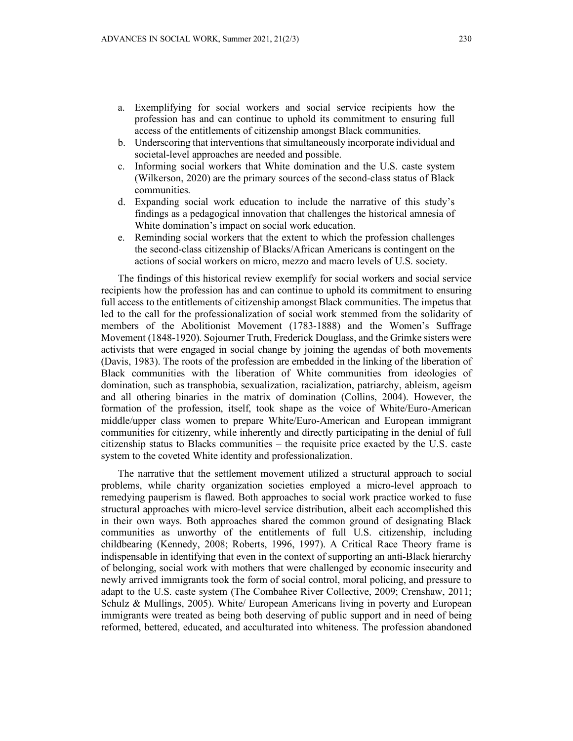a. Exemplifying for social workers and social service recipients how the profession has and can continue to uphold its commitment to ensuring full access of the entitlements of citizenship amongst Black communities.
b. Underscoring that interventions that simultaneously incorporate individual and societal-level approaches are needed and possible.
c. Informing social workers that White domination and the U.S. caste system (Wilkerson, 2020) are the primary sources of the second-class status of Black communities.
d. Expanding social work education to include the narrative of this study's findings as a pedagogical innovation that challenges the historical amnesia of White domination's impact on social work education.
e. Reminding social workers that the extent to which the profession challenges the second-class citizenship of Blacks/African Americans is contingent on the actions of social workers on micro, mezzo and macro levels of U.S. society.

The findings of this historical review exemplify for social workers and social service recipients how the profession has and can continue to uphold its commitment to ensuring full access to the entitlements of citizenship amongst Black communities. The impetus that led to the call for the professionalization of social work stemmed from the solidarity of members of the Abolitionist Movement (1783-1888) and the Women's Suffrage Movement (1848-1920). Sojourner Truth, Frederick Douglass, and the Grimke sisters were activists that were engaged in social change by joining the agendas of both movements (Davis, 1983). The roots of the profession are embedded in the linking of the liberation of Black communities with the liberation of White communities from ideologies of domination, such as transphobia, sexualization, racialization, patriarchy, ableism, ageism and all othering binaries in the matrix of domination (Collins, 2004). However, the formation of the profession, itself, took shape as the voice of White/Euro-American middle/upper class women to prepare White/Euro-American and European immigrant communities for citizenry, while inherently and directly participating in the denial of full citizenship status to Blacks communities – the requisite price exacted by the U.S. caste system to the coveted White identity and professionalization.

The narrative that the settlement movement utilized a structural approach to social problems, while charity organization societies employed a micro-level approach to remedying pauperism is flawed. Both approaches to social work practice worked to fuse structural approaches with micro-level service distribution, albeit each accomplished this in their own ways. Both approaches shared the common ground of designating Black communities as unworthy of the entitlements of full U.S. citizenship, including childbearing (Kennedy, 2008; Roberts, 1996, 1997). A Critical Race Theory frame is indispensable in identifying that even in the context of supporting an anti-Black hierarchy of belonging, social work with mothers that were challenged by economic insecurity and newly arrived immigrants took the form of social control, moral policing, and pressure to adapt to the U.S. caste system (The Combahee River Collective, 2009; Crenshaw, 2011; Schulz & Mullings, 2005). White/ European Americans living in poverty and European immigrants were treated as being both deserving of public support and in need of being reformed, bettered, educated, and acculturated into whiteness. The profession abandoned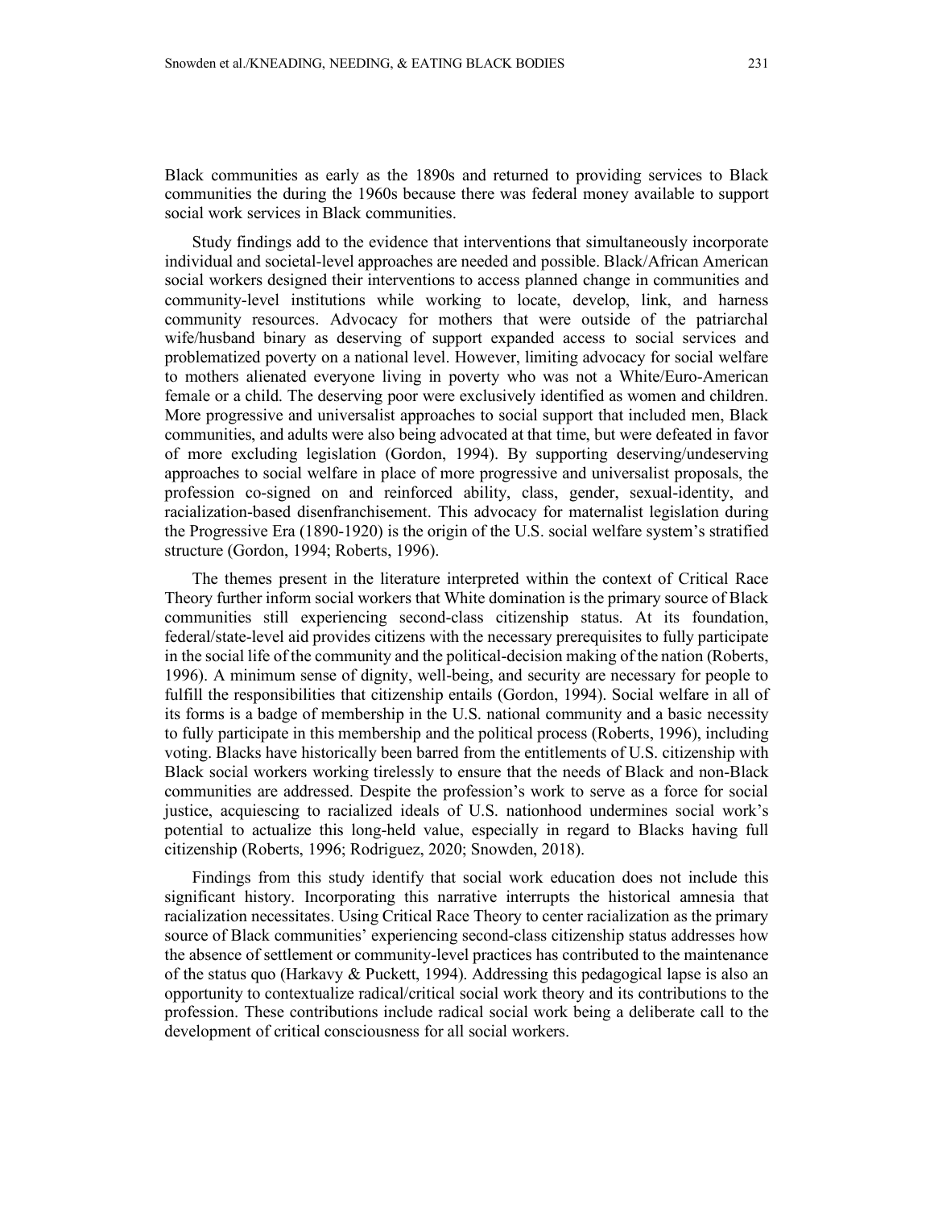Black communities as early as the 1890s and returned to providing services to Black communities the during the 1960s because there was federal money available to support social work services in Black communities.

Study findings add to the evidence that interventions that simultaneously incorporate individual and societal-level approaches are needed and possible. Black/African American social workers designed their interventions to access planned change in communities and community-level institutions while working to locate, develop, link, and harness community resources. Advocacy for mothers that were outside of the patriarchal wife/husband binary as deserving of support expanded access to social services and problematized poverty on a national level. However, limiting advocacy for social welfare to mothers alienated everyone living in poverty who was not a White/Euro-American female or a child. The deserving poor were exclusively identified as women and children. More progressive and universalist approaches to social support that included men, Black communities, and adults were also being advocated at that time, but were defeated in favor of more excluding legislation (Gordon, 1994). By supporting deserving/undeserving approaches to social welfare in place of more progressive and universalist proposals, the profession co-signed on and reinforced ability, class, gender, sexual-identity, and racialization-based disenfranchisement. This advocacy for maternalist legislation during the Progressive Era (1890-1920) is the origin of the U.S. social welfare system's stratified structure (Gordon, 1994; Roberts, 1996).

The themes present in the literature interpreted within the context of Critical Race Theory further inform social workers that White domination is the primary source of Black communities still experiencing second-class citizenship status. At its foundation, federal/state-level aid provides citizens with the necessary prerequisites to fully participate in the social life of the community and the political-decision making of the nation (Roberts, 1996). A minimum sense of dignity, well-being, and security are necessary for people to fulfill the responsibilities that citizenship entails (Gordon, 1994). Social welfare in all of its forms is a badge of membership in the U.S. national community and a basic necessity to fully participate in this membership and the political process (Roberts, 1996), including voting. Blacks have historically been barred from the entitlements of U.S. citizenship with Black social workers working tirelessly to ensure that the needs of Black and non-Black communities are addressed. Despite the profession's work to serve as a force for social justice, acquiescing to racialized ideals of U.S. nationhood undermines social work's potential to actualize this long-held value, especially in regard to Blacks having full citizenship (Roberts, 1996; Rodriguez, 2020; Snowden, 2018).

Findings from this study identify that social work education does not include this significant history. Incorporating this narrative interrupts the historical amnesia that racialization necessitates. Using Critical Race Theory to center racialization as the primary source of Black communities' experiencing second-class citizenship status addresses how the absence of settlement or community-level practices has contributed to the maintenance of the status quo (Harkavy & Puckett, 1994). Addressing this pedagogical lapse is also an opportunity to contextualize radical/critical social work theory and its contributions to the profession. These contributions include radical social work being a deliberate call to the development of critical consciousness for all social workers.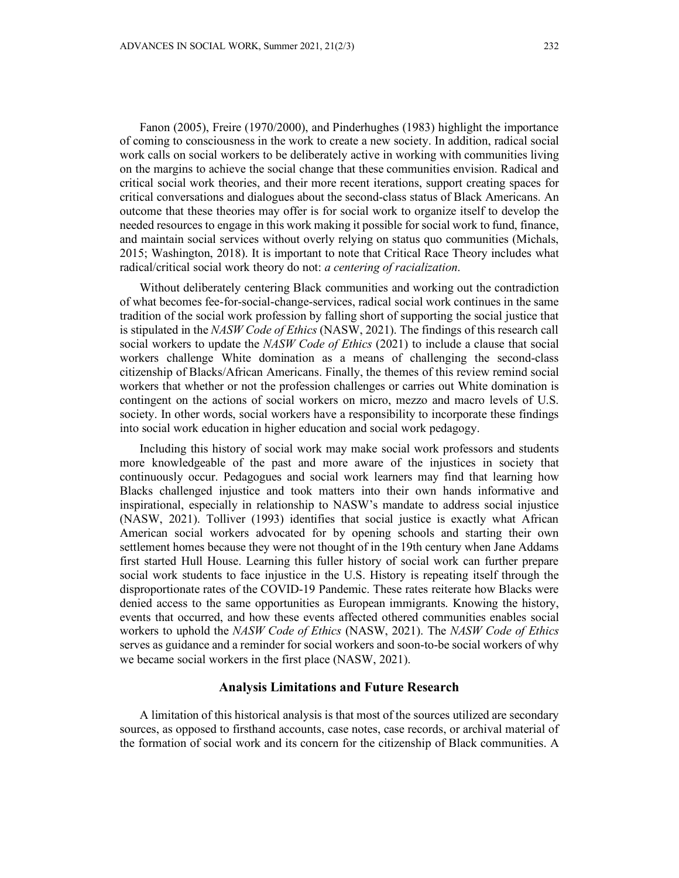Fanon (2005), Freire (1970/2000), and Pinderhughes (1983) highlight the importance of coming to consciousness in the work to create a new society. In addition, radical social work calls on social workers to be deliberately active in working with communities living on the margins to achieve the social change that these communities envision. Radical and critical social work theories, and their more recent iterations, support creating spaces for critical conversations and dialogues about the second-class status of Black Americans. An outcome that these theories may offer is for social work to organize itself to develop the needed resources to engage in this work making it possible for social work to fund, finance, and maintain social services without overly relying on status quo communities (Michals, 2015; Washington, 2018). It is important to note that Critical Race Theory includes what radical/critical social work theory do not: *a centering of racialization*.

Without deliberately centering Black communities and working out the contradiction of what becomes fee-for-social-change-services, radical social work continues in the same tradition of the social work profession by falling short of supporting the social justice that is stipulated in the *NASW Code of Ethics* (NASW, 2021). The findings of this research call social workers to update the *NASW Code of Ethics* (2021) to include a clause that social workers challenge White domination as a means of challenging the second-class citizenship of Blacks/African Americans. Finally, the themes of this review remind social workers that whether or not the profession challenges or carries out White domination is contingent on the actions of social workers on micro, mezzo and macro levels of U.S. society. In other words, social workers have a responsibility to incorporate these findings into social work education in higher education and social work pedagogy.

Including this history of social work may make social work professors and students more knowledgeable of the past and more aware of the injustices in society that continuously occur. Pedagogues and social work learners may find that learning how Blacks challenged injustice and took matters into their own hands informative and inspirational, especially in relationship to NASW's mandate to address social injustice (NASW, 2021). Tolliver (1993) identifies that social justice is exactly what African American social workers advocated for by opening schools and starting their own settlement homes because they were not thought of in the 19th century when Jane Addams first started Hull House. Learning this fuller history of social work can further prepare social work students to face injustice in the U.S. History is repeating itself through the disproportionate rates of the COVID-19 Pandemic. These rates reiterate how Blacks were denied access to the same opportunities as European immigrants. Knowing the history, events that occurred, and how these events affected othered communities enables social workers to uphold the *NASW Code of Ethics* (NASW, 2021). The *NASW Code of Ethics* serves as guidance and a reminder for social workers and soon-to-be social workers of why we became social workers in the first place (NASW, 2021).

## Analysis Limitations and Future Research

A limitation of this historical analysis is that most of the sources utilized are secondary sources, as opposed to firsthand accounts, case notes, case records, or archival material of the formation of social work and its concern for the citizenship of Black communities. A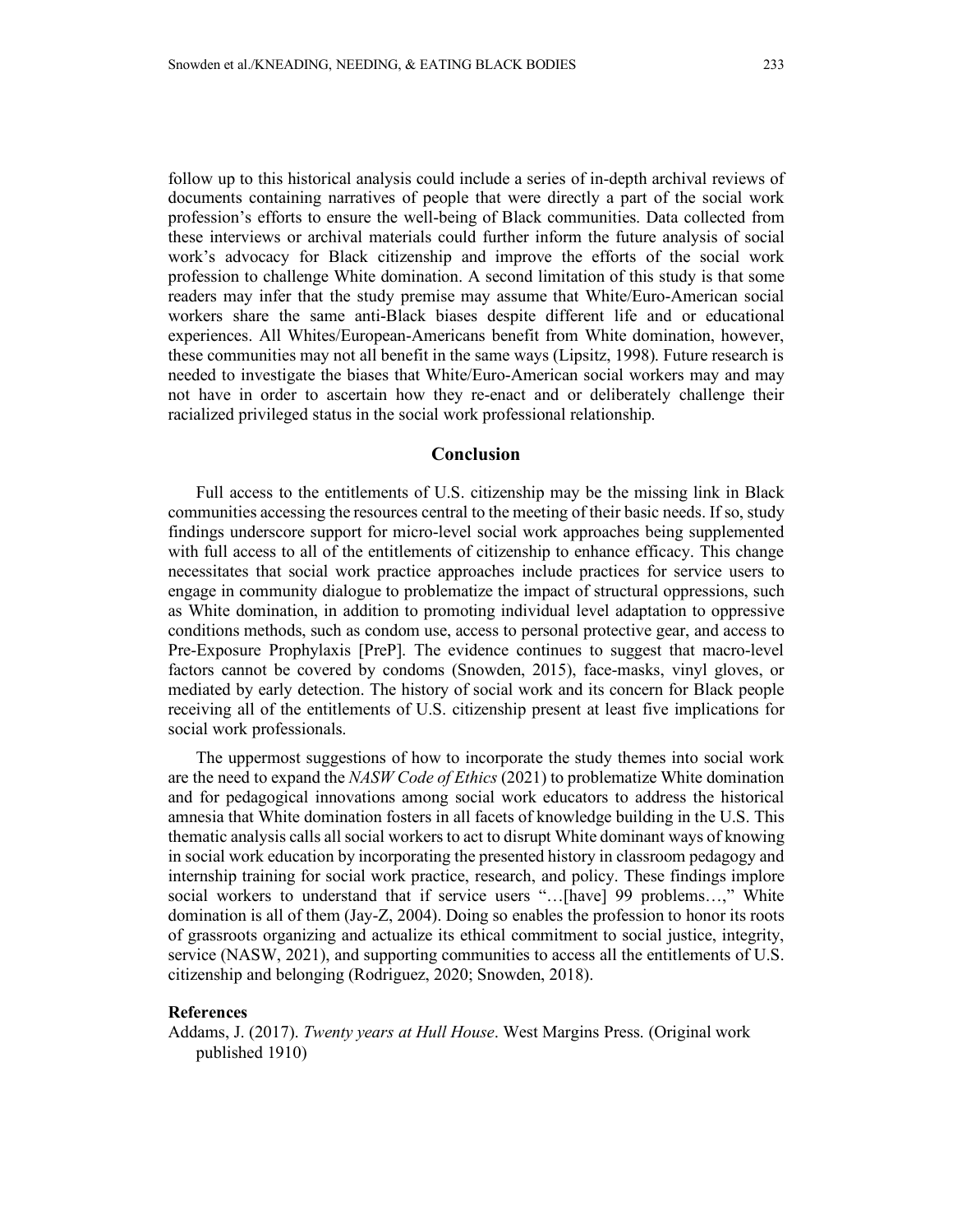follow up to this historical analysis could include a series of in-depth archival reviews of documents containing narratives of people that were directly a part of the social work profession's efforts to ensure the well-being of Black communities. Data collected from these interviews or archival materials could further inform the future analysis of social work's advocacy for Black citizenship and improve the efforts of the social work profession to challenge White domination. A second limitation of this study is that some readers may infer that the study premise may assume that White/Euro-American social workers share the same anti-Black biases despite different life and or educational experiences. All Whites/European-Americans benefit from White domination, however, these communities may not all benefit in the same ways (Lipsitz, 1998). Future research is needed to investigate the biases that White/Euro-American social workers may and may not have in order to ascertain how they re-enact and or deliberately challenge their racialized privileged status in the social work professional relationship.

## Conclusion

Full access to the entitlements of U.S. citizenship may be the missing link in Black communities accessing the resources central to the meeting of their basic needs. If so, study findings underscore support for micro-level social work approaches being supplemented with full access to all of the entitlements of citizenship to enhance efficacy. This change necessitates that social work practice approaches include practices for service users to engage in community dialogue to problematize the impact of structural oppressions, such as White domination, in addition to promoting individual level adaptation to oppressive conditions methods, such as condom use, access to personal protective gear, and access to Pre-Exposure Prophylaxis [PreP]. The evidence continues to suggest that macro-level factors cannot be covered by condoms (Snowden, 2015), face-masks, vinyl gloves, or mediated by early detection. The history of social work and its concern for Black people receiving all of the entitlements of U.S. citizenship present at least five implications for social work professionals.

The uppermost suggestions of how to incorporate the study themes into social work are the need to expand the *NASW Code of Ethics* (2021) to problematize White domination and for pedagogical innovations among social work educators to address the historical amnesia that White domination fosters in all facets of knowledge building in the U.S. This thematic analysis calls all social workers to act to disrupt White dominant ways of knowing in social work education by incorporating the presented history in classroom pedagogy and internship training for social work practice, research, and policy. These findings implore social workers to understand that if service users "…[have] 99 problems…," White domination is all of them (Jay-Z, 2004). Doing so enables the profession to honor its roots of grassroots organizing and actualize its ethical commitment to social justice, integrity, service (NASW, 2021), and supporting communities to access all the entitlements of U.S. citizenship and belonging (Rodriguez, 2020; Snowden, 2018).

**References**

Addams, J. (2017). *Twenty years at Hull House*. West Margins Press. (Original work published 1910)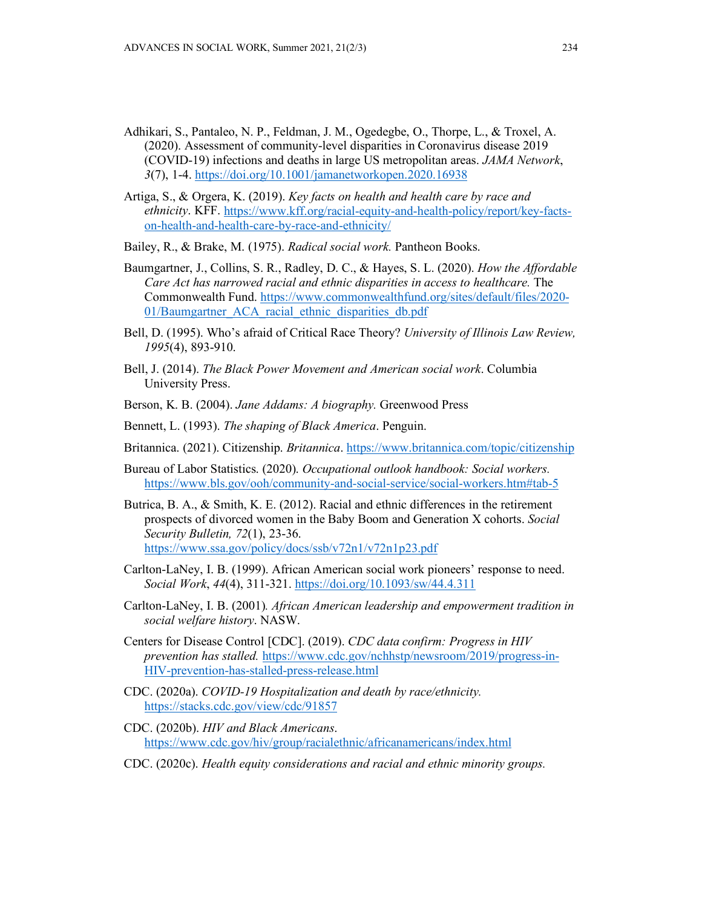Adhikari, S., Pantaleo, N. P., Feldman, J. M., Ogedegbe, O., Thorpe, L., & Troxel, A. (2020). Assessment of community-level disparities in Coronavirus disease 2019 (COVID-19) infections and deaths in large US metropolitan areas. *JAMA Network*, *3*(7), 1-4. https://doi.org/10.1001/jamanetworkopen.2020.16938

Artiga, S., & Orgera, K. (2019). *Key facts on health and health care by race and ethnicity*. KFF. https://www.kff.org/racial-equity-and-health-policy/report/key-facts-on-health-and-health-care-by-race-and-ethnicity/

Bailey, R., & Brake, M. (1975). *Radical social work.* Pantheon Books.

Baumgartner, J., Collins, S. R., Radley, D. C., & Hayes, S. L. (2020). *How the Affordable Care Act has narrowed racial and ethnic disparities in access to healthcare.* The Commonwealth Fund. https://www.commonwealthfund.org/sites/default/files/2020-01/Baumgartner_ACA_racial_ethnic_disparities_db.pdf

Bell, D. (1995). Who's afraid of Critical Race Theory? *University of Illinois Law Review, 1995*(4), 893-910.

Bell, J. (2014). *The Black Power Movement and American social work*. Columbia University Press.

Berson, K. B. (2004). *Jane Addams: A biography.* Greenwood Press

Bennett, L. (1993). *The shaping of Black America*. Penguin.

Britannica. (2021). Citizenship. *Britannica*. https://www.britannica.com/topic/citizenship

Bureau of Labor Statistics. (2020). *Occupational outlook handbook: Social workers.* https://www.bls.gov/ooh/community-and-social-service/social-workers.htm#tab-5

Butrica, B. A., & Smith, K. E. (2012). Racial and ethnic differences in the retirement prospects of divorced women in the Baby Boom and Generation X cohorts. *Social Security Bulletin, 72*(1), 23-36. https://www.ssa.gov/policy/docs/ssb/v72n1/v72n1p23.pdf

Carlton-LaNey, I. B. (1999). African American social work pioneers' response to need. *Social Work*, *44*(4), 311-321. https://doi.org/10.1093/sw/44.4.311

Carlton-LaNey, I. B. (2001). *African American leadership and empowerment tradition in social welfare history*. NASW.

Centers for Disease Control [CDC]. (2019). *CDC data confirm: Progress in HIV prevention has stalled.* https://www.cdc.gov/nchhstp/newsroom/2019/progress-in-HIV-prevention-has-stalled-press-release.html

CDC. (2020a). *COVID-19 Hospitalization and death by race/ethnicity.* https://stacks.cdc.gov/view/cdc/91857

CDC. (2020b). *HIV and Black Americans*. https://www.cdc.gov/hiv/group/racialethnic/africanamericans/index.html

CDC. (2020c). *Health equity considerations and racial and ethnic minority groups.*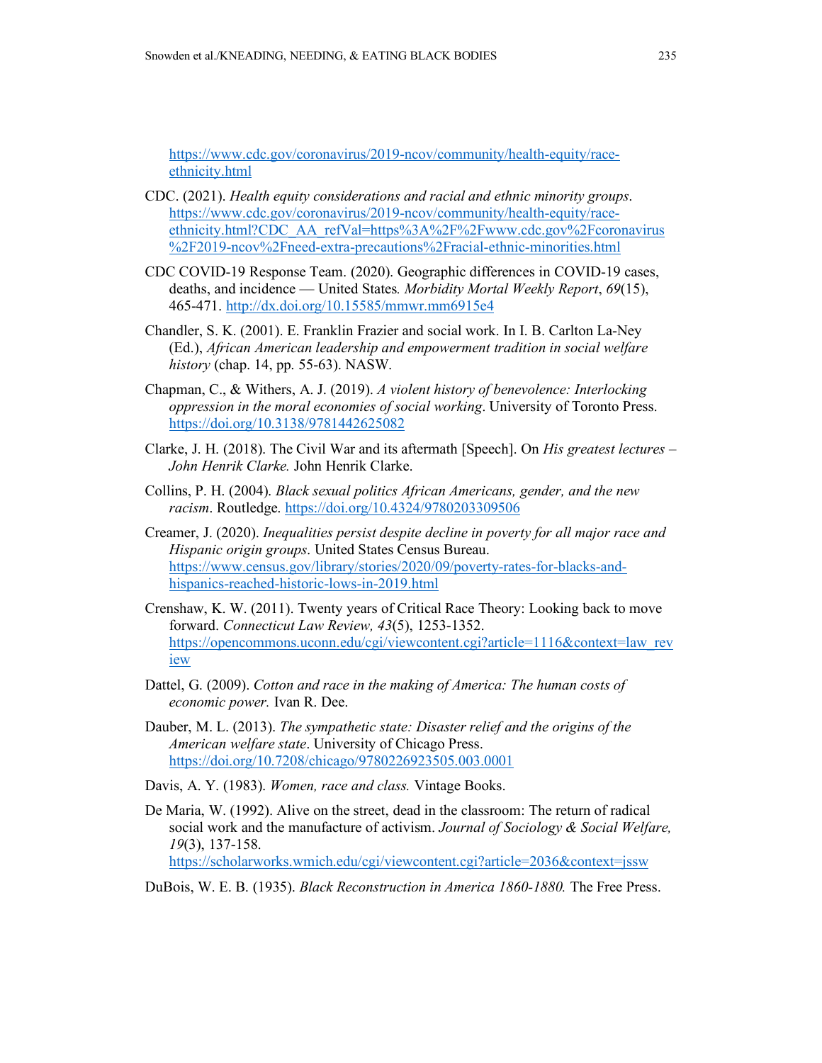https://www.cdc.gov/coronavirus/2019-ncov/community/health-equity/race-ethnicity.html

CDC. (2021). *Health equity considerations and racial and ethnic minority groups*. https://www.cdc.gov/coronavirus/2019-ncov/community/health-equity/race-ethnicity.html?CDC_AA_refVal=https%3A%2F%2Fwww.cdc.gov%2Fcoronavirus%2F2019-ncov%2Fneed-extra-precautions%2Fracial-ethnic-minorities.html

CDC COVID-19 Response Team. (2020). Geographic differences in COVID-19 cases, deaths, and incidence — United States. *Morbidity Mortal Weekly Report*, *69*(15), 465-471. http://dx.doi.org/10.15585/mmwr.mm6915e4

Chandler, S. K. (2001). E. Franklin Frazier and social work. In I. B. Carlton La-Ney (Ed.), *African American leadership and empowerment tradition in social welfare history* (chap. 14, pp. 55-63). NASW.

Chapman, C., & Withers, A. J. (2019). *A violent history of benevolence: Interlocking oppression in the moral economies of social working*. University of Toronto Press. https://doi.org/10.3138/9781442625082

Clarke, J. H. (2018). The Civil War and its aftermath [Speech]. On *His greatest lectures – John Henrik Clarke.* John Henrik Clarke.

Collins, P. H. (2004). *Black sexual politics African Americans, gender, and the new racism*. Routledge. https://doi.org/10.4324/9780203309506

Creamer, J. (2020). *Inequalities persist despite decline in poverty for all major race and Hispanic origin groups*. United States Census Bureau. https://www.census.gov/library/stories/2020/09/poverty-rates-for-blacks-and-hispanics-reached-historic-lows-in-2019.html

Crenshaw, K. W. (2011). Twenty years of Critical Race Theory: Looking back to move forward. *Connecticut Law Review, 43*(5), 1253-1352. https://opencommons.uconn.edu/cgi/viewcontent.cgi?article=1116&context=law_review

Dattel, G. (2009). *Cotton and race in the making of America: The human costs of economic power.* Ivan R. Dee.

Dauber, M. L. (2013). *The sympathetic state: Disaster relief and the origins of the American welfare state*. University of Chicago Press. https://doi.org/10.7208/chicago/9780226923505.003.0001

Davis, A. Y. (1983). *Women, race and class.* Vintage Books.

De Maria, W. (1992). Alive on the street, dead in the classroom: The return of radical social work and the manufacture of activism. *Journal of Sociology & Social Welfare, 19*(3), 137-158. https://scholarworks.wmich.edu/cgi/viewcontent.cgi?article=2036&context=jssw

DuBois, W. E. B. (1935). *Black Reconstruction in America 1860-1880.* The Free Press.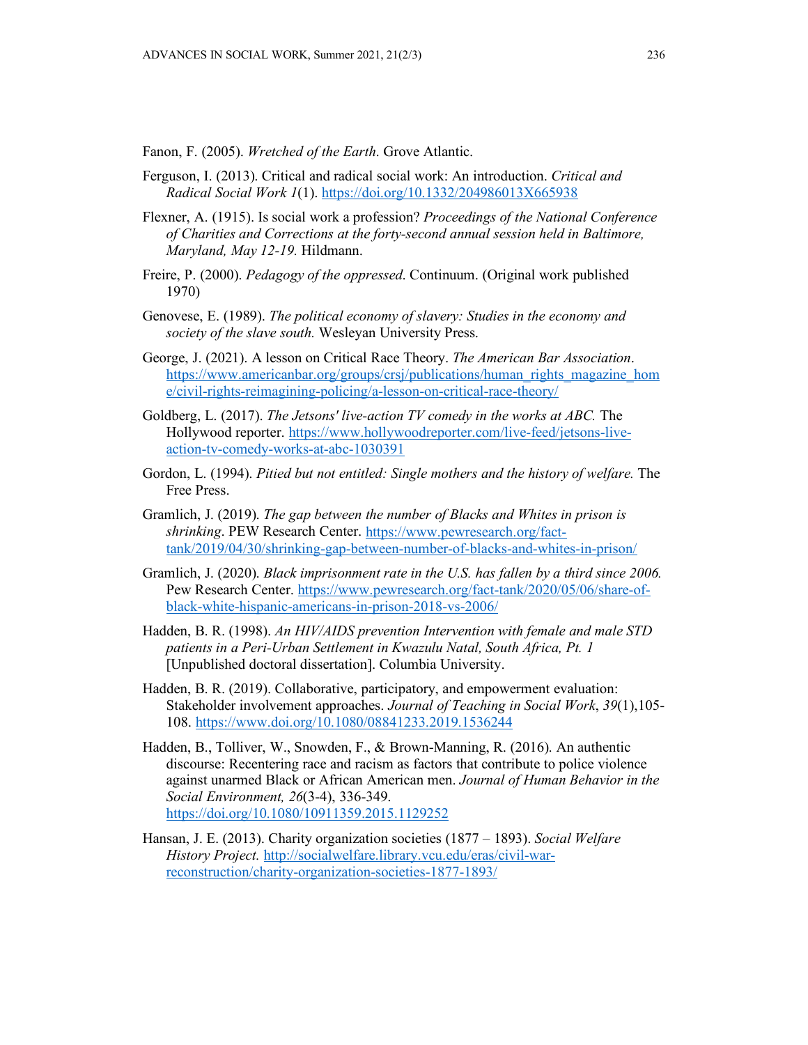Fanon, F. (2005). *Wretched of the Earth*. Grove Atlantic.

Ferguson, I. (2013). Critical and radical social work: An introduction. *Critical and Radical Social Work 1*(1). https://doi.org/10.1332/204986013X665938

Flexner, A. (1915). Is social work a profession? *Proceedings of the National Conference of Charities and Corrections at the forty-second annual session held in Baltimore, Maryland, May 12-19.* Hildmann.

Freire, P. (2000). *Pedagogy of the oppressed*. Continuum. (Original work published 1970)

Genovese, E. (1989). *The political economy of slavery: Studies in the economy and society of the slave south.* Wesleyan University Press.

George, J. (2021). A lesson on Critical Race Theory. *The American Bar Association*. https://www.americanbar.org/groups/crsj/publications/human_rights_magazine_home/civil-rights-reimagining-policing/a-lesson-on-critical-race-theory/

Goldberg, L. (2017). *The Jetsons' live-action TV comedy in the works at ABC.* The Hollywood reporter. https://www.hollywoodreporter.com/live-feed/jetsons-live-action-tv-comedy-works-at-abc-1030391

Gordon, L. (1994). *Pitied but not entitled: Single mothers and the history of welfare.* The Free Press.

Gramlich, J. (2019). *The gap between the number of Blacks and Whites in prison is shrinking*. PEW Research Center. https://www.pewresearch.org/fact-tank/2019/04/30/shrinking-gap-between-number-of-blacks-and-whites-in-prison/

Gramlich, J. (2020). *Black imprisonment rate in the U.S. has fallen by a third since 2006.* Pew Research Center. https://www.pewresearch.org/fact-tank/2020/05/06/share-of-black-white-hispanic-americans-in-prison-2018-vs-2006/

Hadden, B. R. (1998). *An HIV/AIDS prevention Intervention with female and male STD patients in a Peri-Urban Settlement in Kwazulu Natal, South Africa, Pt. 1* [Unpublished doctoral dissertation]. Columbia University.

Hadden, B. R. (2019). Collaborative, participatory, and empowerment evaluation: Stakeholder involvement approaches. *Journal of Teaching in Social Work*, *39*(1),105-108. https://www.doi.org/10.1080/08841233.2019.1536244

Hadden, B., Tolliver, W., Snowden, F., & Brown-Manning, R. (2016). An authentic discourse: Recentering race and racism as factors that contribute to police violence against unarmed Black or African American men. *Journal of Human Behavior in the Social Environment, 26*(3-4), 336-349. https://doi.org/10.1080/10911359.2015.1129252

Hansan, J. E. (2013). Charity organization societies (1877 – 1893). *Social Welfare History Project.* http://socialwelfare.library.vcu.edu/eras/civil-war-reconstruction/charity-organization-societies-1877-1893/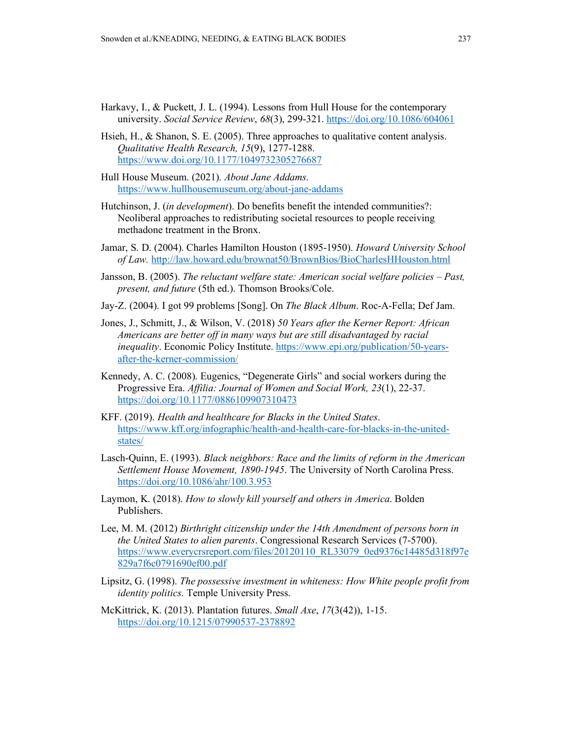Harkavy, I., & Puckett, J. L. (1994). Lessons from Hull House for the contemporary university. *Social Service Review*, *68*(3), 299-321. https://doi.org/10.1086/604061

Hsieh, H., & Shanon, S. E. (2005). Three approaches to qualitative content analysis. *Qualitative Health Research, 15*(9), 1277-1288. https://www.doi.org/10.1177/1049732305276687

Hull House Museum. (2021). *About Jane Addams.* https://www.hullhousemuseum.org/about-jane-addams

Hutchinson, J. (*in development*). Do benefits benefit the intended communities?: Neoliberal approaches to redistributing societal resources to people receiving methadone treatment in the Bronx.

Jamar, S. D. (2004). Charles Hamilton Houston (1895-1950). *Howard University School of Law.* http://law.howard.edu/brownat50/BrownBios/BioCharlesHHouston.html

Jansson, B. (2005). *The reluctant welfare state: American social welfare policies – Past, present, and future* (5th ed.). Thomson Brooks/Cole.

Jay-Z. (2004). I got 99 problems [Song]. On *The Black Album*. Roc-A-Fella; Def Jam.

Jones, J., Schmitt, J., & Wilson, V. (2018) *50 Years after the Kerner Report: African Americans are better off in many ways but are still disadvantaged by racial inequality*. Economic Policy Institute. https://www.epi.org/publication/50-years-after-the-kerner-commission/

Kennedy, A. C. (2008). Eugenics, "Degenerate Girls" and social workers during the Progressive Era. *Affilia: Journal of Women and Social Work, 23*(1), 22-37. https://doi.org/10.1177/0886109907310473

KFF. (2019). *Health and healthcare for Blacks in the United States*. https://www.kff.org/infographic/health-and-health-care-for-blacks-in-the-united-states/

Lasch-Quinn, E. (1993). *Black neighbors: Race and the limits of reform in the American Settlement House Movement, 1890-1945*. The University of North Carolina Press. https://doi.org/10.1086/ahr/100.3.953

Laymon, K. (2018). *How to slowly kill yourself and others in America*. Bolden Publishers.

Lee, M. M. (2012) *Birthright citizenship under the 14th Amendment of persons born in the United States to alien parents*. Congressional Research Services (7-5700). https://www.everycrsreport.com/files/20120110_RL33079_0ed9376c14485d318f97e829a7f6c0791690ef00.pdf

Lipsitz, G. (1998). *The possessive investment in whiteness: How White people profit from identity politics.* Temple University Press.

McKittrick, K. (2013). Plantation futures. *Small Axe*, *17*(3(42)), 1-15. https://doi.org/10.1215/07990537-2378892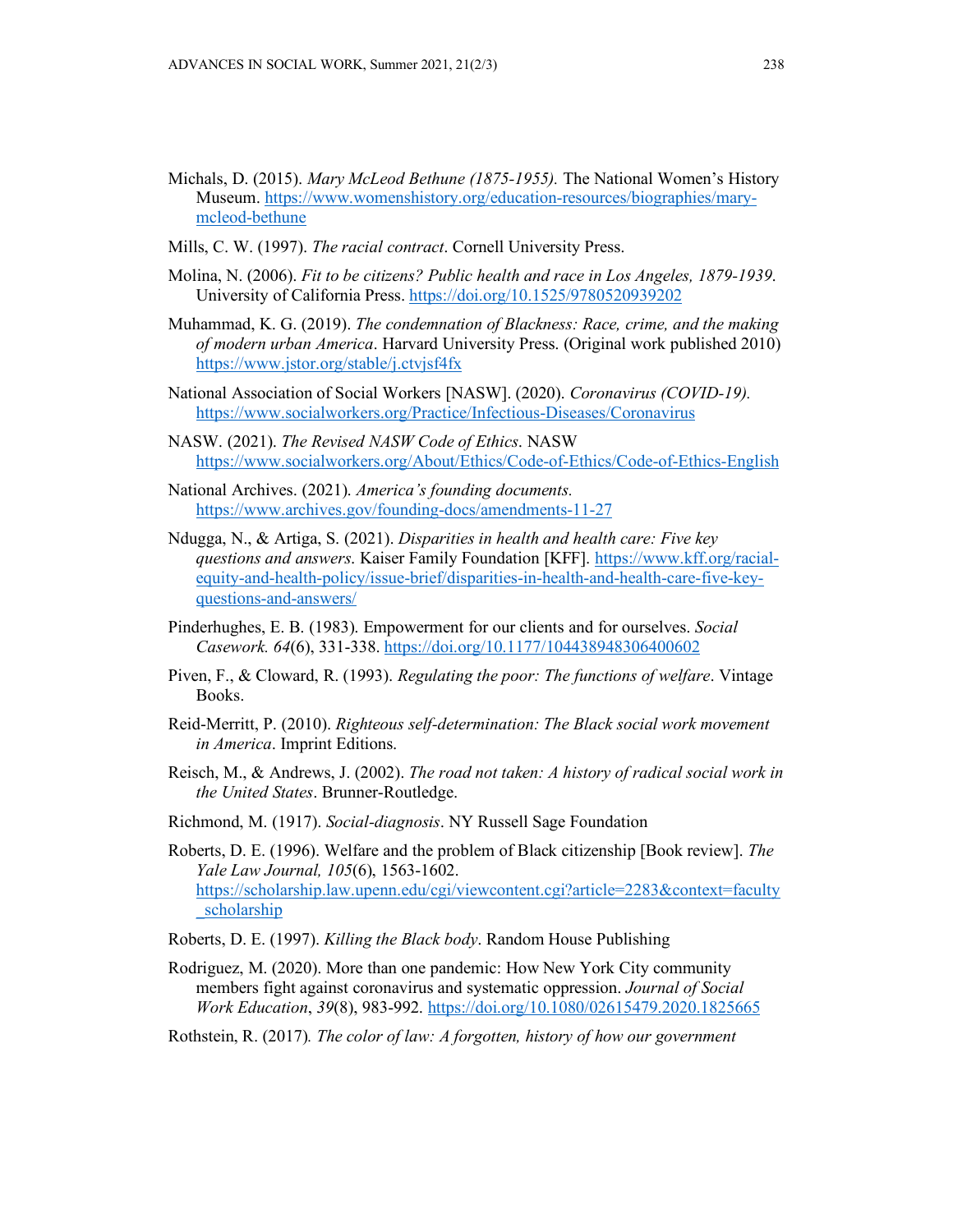Michals, D. (2015). *Mary McLeod Bethune (1875-1955).* The National Women's History Museum. https://www.womenshistory.org/education-resources/biographies/mary-mcleod-bethune

Mills, C. W. (1997). *The racial contract*. Cornell University Press.

Molina, N. (2006). *Fit to be citizens? Public health and race in Los Angeles, 1879-1939*. University of California Press. https://doi.org/10.1525/9780520939202

Muhammad, K. G. (2019). *The condemnation of Blackness: Race, crime, and the making of modern urban America*. Harvard University Press. (Original work published 2010) https://www.jstor.org/stable/j.ctvjsf4fx

National Association of Social Workers [NASW]. (2020). *Coronavirus (COVID-19).* https://www.socialworkers.org/Practice/Infectious-Diseases/Coronavirus

NASW. (2021). *The Revised NASW Code of Ethics*. NASW https://www.socialworkers.org/About/Ethics/Code-of-Ethics/Code-of-Ethics-English

National Archives. (2021). *America's founding documents.* https://www.archives.gov/founding-docs/amendments-11-27

Ndugga, N., & Artiga, S. (2021). *Disparities in health and health care: Five key questions and answers*. Kaiser Family Foundation [KFF]. https://www.kff.org/racial-equity-and-health-policy/issue-brief/disparities-in-health-and-health-care-five-key-questions-and-answers/

Pinderhughes, E. B. (1983). Empowerment for our clients and for ourselves. *Social Casework. 64*(6), 331-338. https://doi.org/10.1177/104438948306400602

Piven, F., & Cloward, R. (1993). *Regulating the poor: The functions of welfare*. Vintage Books.

Reid-Merritt, P. (2010). *Righteous self-determination: The Black social work movement in America*. Imprint Editions.

Reisch, M., & Andrews, J. (2002). *The road not taken: A history of radical social work in the United States*. Brunner-Routledge.

Richmond, M. (1917). *Social-diagnosis*. NY Russell Sage Foundation

Roberts, D. E. (1996). Welfare and the problem of Black citizenship [Book review]. *The Yale Law Journal, 105*(6), 1563-1602. https://scholarship.law.upenn.edu/cgi/viewcontent.cgi?article=2283&context=faculty_scholarship

Roberts, D. E. (1997). *Killing the Black body*. Random House Publishing

Rodriguez, M. (2020). More than one pandemic: How New York City community members fight against coronavirus and systematic oppression. *Journal of Social Work Education*, *39*(8), 983-992. https://doi.org/10.1080/02615479.2020.1825665

Rothstein, R. (2017). *The color of law: A forgotten, history of how our government*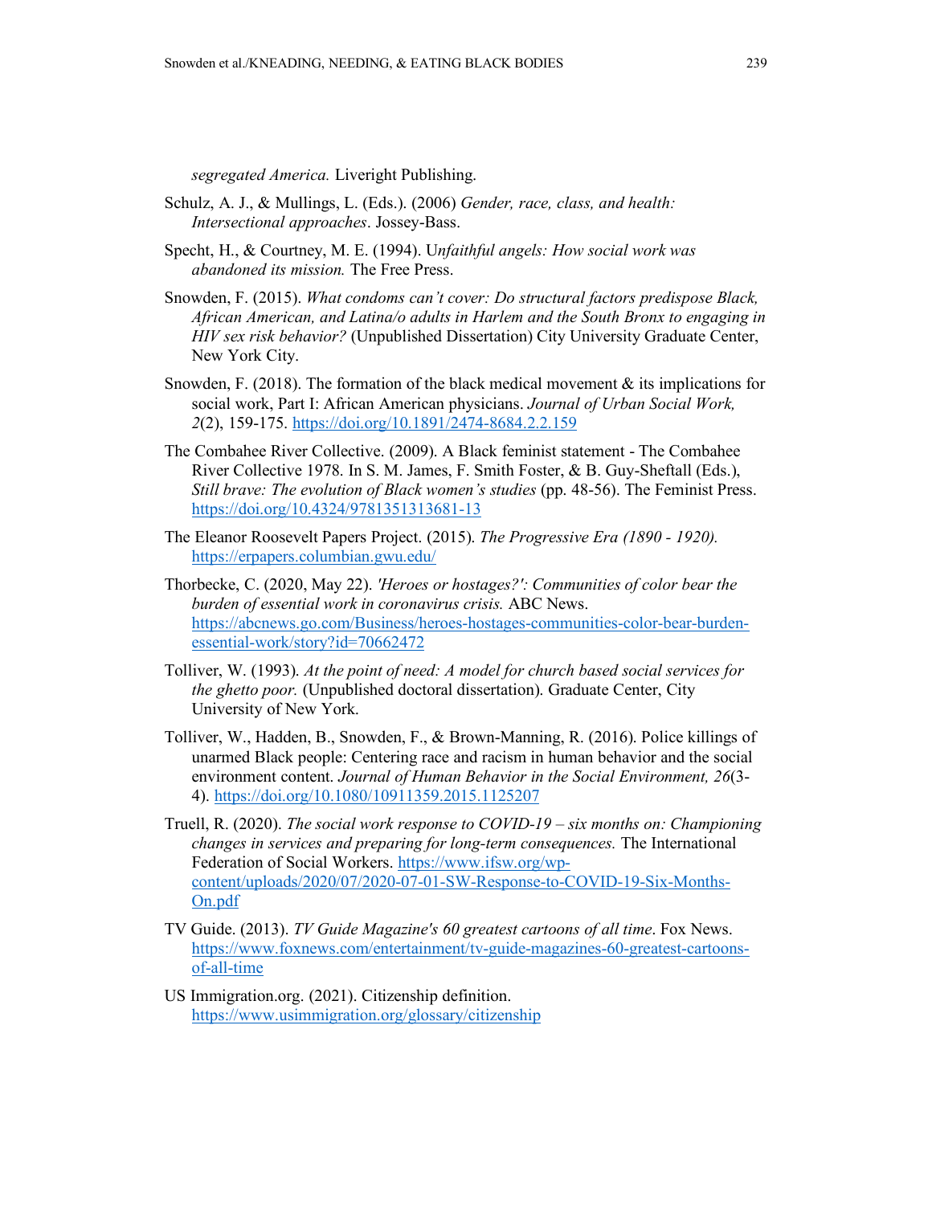*segregated America.* Liveright Publishing.

Schulz, A. J., & Mullings, L. (Eds.). (2006) *Gender, race, class, and health: Intersectional approaches*. Jossey-Bass.

Specht, H., & Courtney, M. E. (1994). U*nfaithful angels: How social work was abandoned its mission.* The Free Press.

Snowden, F. (2015). *What condoms can't cover: Do structural factors predispose Black, African American, and Latina/o adults in Harlem and the South Bronx to engaging in HIV sex risk behavior?* (Unpublished Dissertation) City University Graduate Center, New York City.

Snowden, F. (2018). The formation of the black medical movement & its implications for social work, Part I: African American physicians. *Journal of Urban Social Work, 2*(2), 159-175. https://doi.org/10.1891/2474-8684.2.2.159

The Combahee River Collective. (2009). A Black feminist statement - The Combahee River Collective 1978. In S. M. James, F. Smith Foster, & B. Guy-Sheftall (Eds.), *Still brave: The evolution of Black women's studies* (pp. 48-56). The Feminist Press. https://doi.org/10.4324/9781351313681-13

The Eleanor Roosevelt Papers Project. (2015). *The Progressive Era (1890 - 1920).* https://erpapers.columbian.gwu.edu/

Thorbecke, C. (2020, May 22). *'Heroes or hostages?': Communities of color bear the burden of essential work in coronavirus crisis.* ABC News. https://abcnews.go.com/Business/heroes-hostages-communities-color-bear-burden-essential-work/story?id=70662472

Tolliver, W. (1993). *At the point of need: A model for church based social services for the ghetto poor.* (Unpublished doctoral dissertation). Graduate Center, City University of New York.

Tolliver, W., Hadden, B., Snowden, F., & Brown-Manning, R. (2016). Police killings of unarmed Black people: Centering race and racism in human behavior and the social environment content. *Journal of Human Behavior in the Social Environment, 26*(3-4). https://doi.org/10.1080/10911359.2015.1125207

Truell, R. (2020). *The social work response to COVID-19 – six months on: Championing changes in services and preparing for long-term consequences.* The International Federation of Social Workers. https://www.ifsw.org/wp-content/uploads/2020/07/2020-07-01-SW-Response-to-COVID-19-Six-Months-On.pdf

TV Guide. (2013). *TV Guide Magazine's 60 greatest cartoons of all time*. Fox News. https://www.foxnews.com/entertainment/tv-guide-magazines-60-greatest-cartoons-of-all-time

US Immigration.org. (2021). Citizenship definition. https://www.usimmigration.org/glossary/citizenship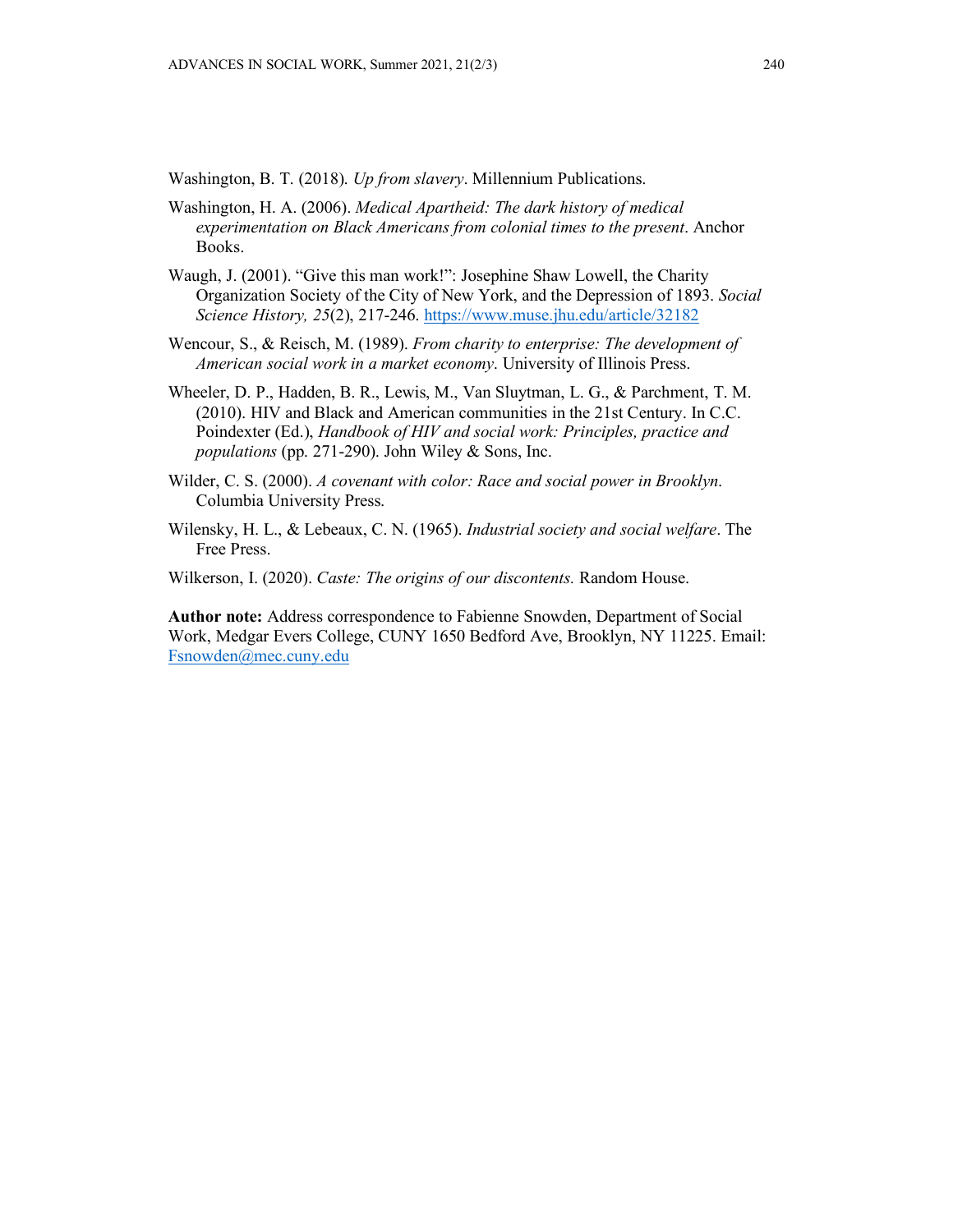Washington, B. T. (2018). *Up from slavery*. Millennium Publications.

Washington, H. A. (2006). *Medical Apartheid: The dark history of medical experimentation on Black Americans from colonial times to the present*. Anchor Books.

Waugh, J. (2001). "Give this man work!": Josephine Shaw Lowell, the Charity Organization Society of the City of New York, and the Depression of 1893. *Social Science History, 25*(2), 217-246. https://www.muse.jhu.edu/article/32182

Wencour, S., & Reisch, M. (1989). *From charity to enterprise: The development of American social work in a market economy*. University of Illinois Press.

Wheeler, D. P., Hadden, B. R., Lewis, M., Van Sluytman, L. G., & Parchment, T. M. (2010). HIV and Black and American communities in the 21st Century. In C.C. Poindexter (Ed.), *Handbook of HIV and social work: Principles, practice and populations* (pp. 271-290). John Wiley & Sons, Inc.

Wilder, C. S. (2000). *A covenant with color: Race and social power in Brooklyn*. Columbia University Press.

Wilensky, H. L., & Lebeaux, C. N. (1965). *Industrial society and social welfare*. The Free Press.

Wilkerson, I. (2020). *Caste: The origins of our discontents.* Random House.

**Author note:** Address correspondence to Fabienne Snowden, Department of Social Work, Medgar Evers College, CUNY 1650 Bedford Ave, Brooklyn, NY 11225. Email: Fsnowden@mec.cuny.edu